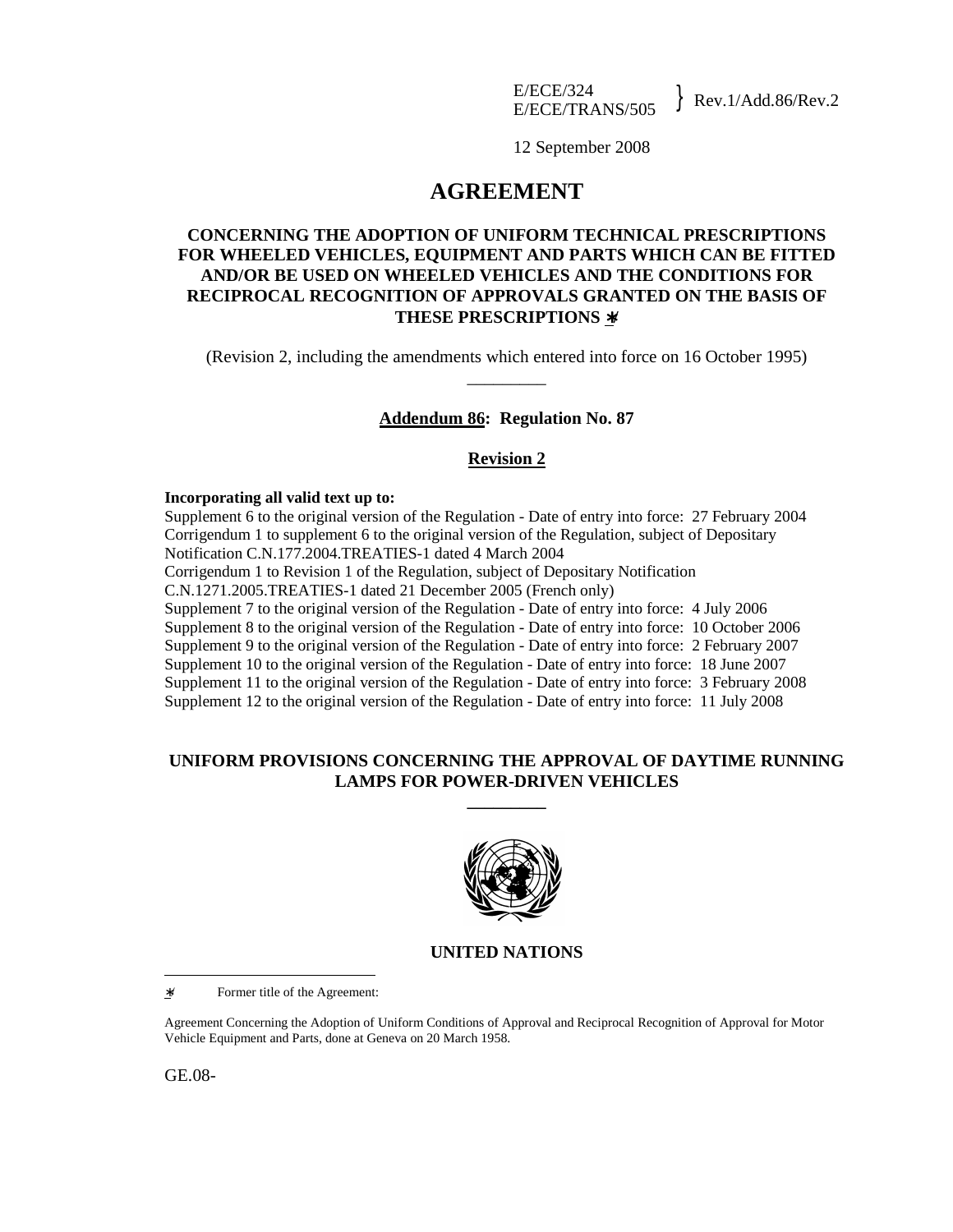E/ECE/324
E/ECE/TRANS/505 } Rev.1/Add.86/Rev.2

12 September 2008

# AGREEMENT

## CONCERNING THE ADOPTION OF UNIFORM TECHNICAL PRESCRIPTIONS FOR WHEELED VEHICLES, EQUIPMENT AND PARTS WHICH CAN BE FITTED AND/OR BE USED ON WHEELED VEHICLES AND THE CONDITIONS FOR RECIPROCAL RECOGNITION OF APPROVALS GRANTED ON THE BASIS OF THESE PRESCRIPTIONS */

(Revision 2, including the amendments which entered into force on 16 October 1995)

_________

**Addendum 86: Regulation No. 87**

**Revision 2**

**Incorporating all valid text up to:**

Supplement 6 to the original version of the Regulation - Date of entry into force: 27 February 2004
Corrigendum 1 to supplement 6 to the original version of the Regulation, subject of Depositary Notification C.N.177.2004.TREATIES-1 dated 4 March 2004
Corrigendum 1 to Revision 1 of the Regulation, subject of Depositary Notification C.N.1271.2005.TREATIES-1 dated 21 December 2005 (French only)
Supplement 7 to the original version of the Regulation - Date of entry into force: 4 July 2006
Supplement 8 to the original version of the Regulation - Date of entry into force: 10 October 2006
Supplement 9 to the original version of the Regulation - Date of entry into force: 2 February 2007
Supplement 10 to the original version of the Regulation - Date of entry into force: 18 June 2007
Supplement 11 to the original version of the Regulation - Date of entry into force: 3 February 2008
Supplement 12 to the original version of the Regulation - Date of entry into force: 11 July 2008

## UNIFORM PROVISIONS CONCERNING THE APPROVAL OF DAYTIME RUNNING LAMPS FOR POWER-DRIVEN VEHICLES

_________

**UNITED NATIONS**

*/ Former title of the Agreement:

Agreement Concerning the Adoption of Uniform Conditions of Approval and Reciprocal Recognition of Approval for Motor Vehicle Equipment and Parts, done at Geneva on 20 March 1958.

GE.08-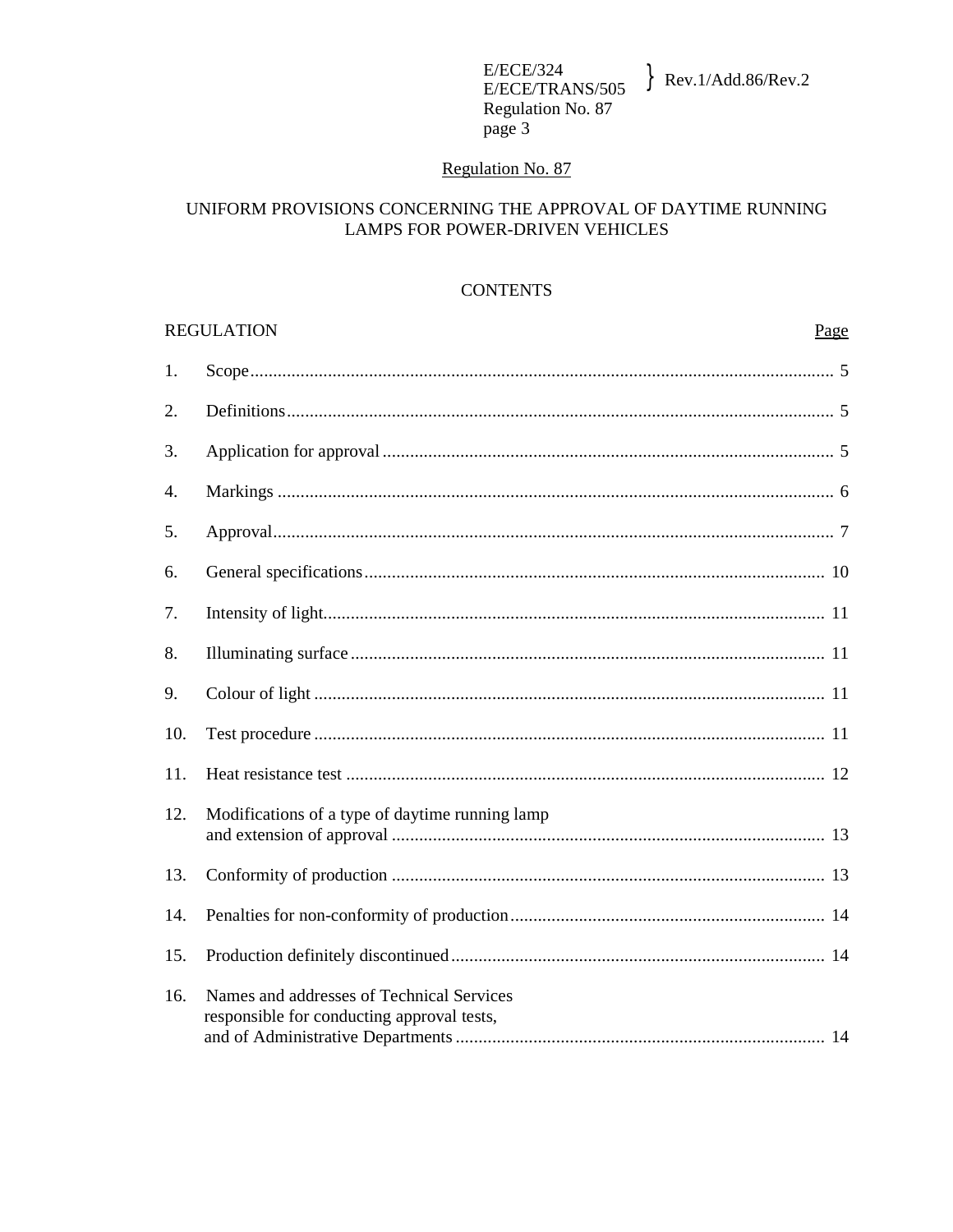# Regulation No. 87

## UNIFORM PROVISIONS CONCERNING THE APPROVAL OF DAYTIME RUNNING LAMPS FOR POWER-DRIVEN VEHICLES

### CONTENTS

| REGULATION | | Page |
|---|---|---|
| 1. | Scope | 5 |
| 2. | Definitions | 5 |
| 3. | Application for approval | 5 |
| 4. | Markings | 6 |
| 5. | Approval | 7 |
| 6. | General specifications | 10 |
| 7. | Intensity of light | 11 |
| 8. | Illuminating surface | 11 |
| 9. | Colour of light | 11 |
| 10. | Test procedure | 11 |
| 11. | Heat resistance test | 12 |
| 12. | Modifications of a type of daytime running lamp and extension of approval | 13 |
| 13. | Conformity of production | 13 |
| 14. | Penalties for non-conformity of production | 14 |
| 15. | Production definitely discontinued | 14 |
| 16. | Names and addresses of Technical Services responsible for conducting approval tests, and of Administrative Departments | 14 |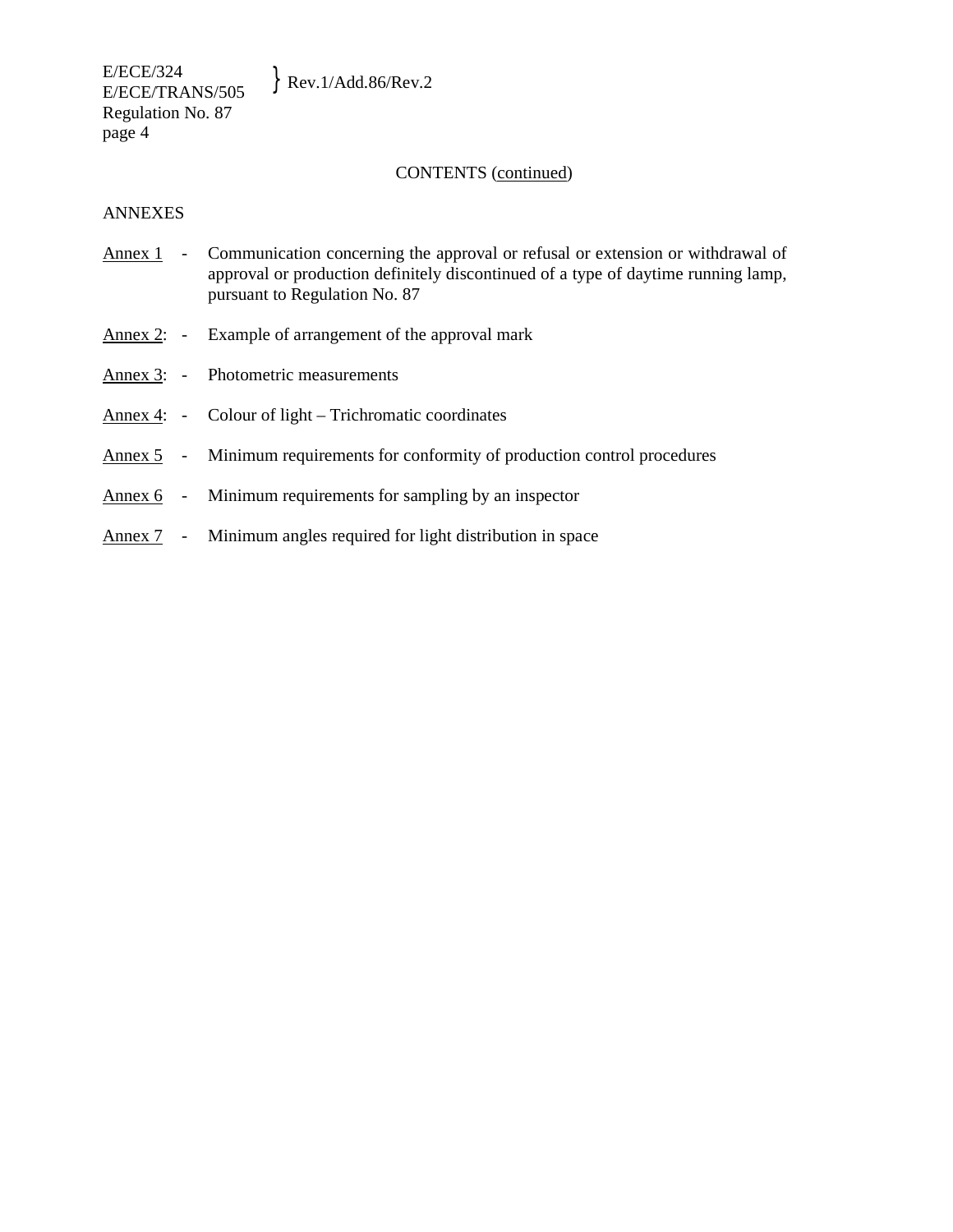CONTENTS (continued)

ANNEXES

Annex 1 - Communication concerning the approval or refusal or extension or withdrawal of approval or production definitely discontinued of a type of daytime running lamp, pursuant to Regulation No. 87

Annex 2: - Example of arrangement of the approval mark

Annex 3: - Photometric measurements

Annex 4: - Colour of light – Trichromatic coordinates

Annex 5 - Minimum requirements for conformity of production control procedures

Annex 6 - Minimum requirements for sampling by an inspector

Annex 7 - Minimum angles required for light distribution in space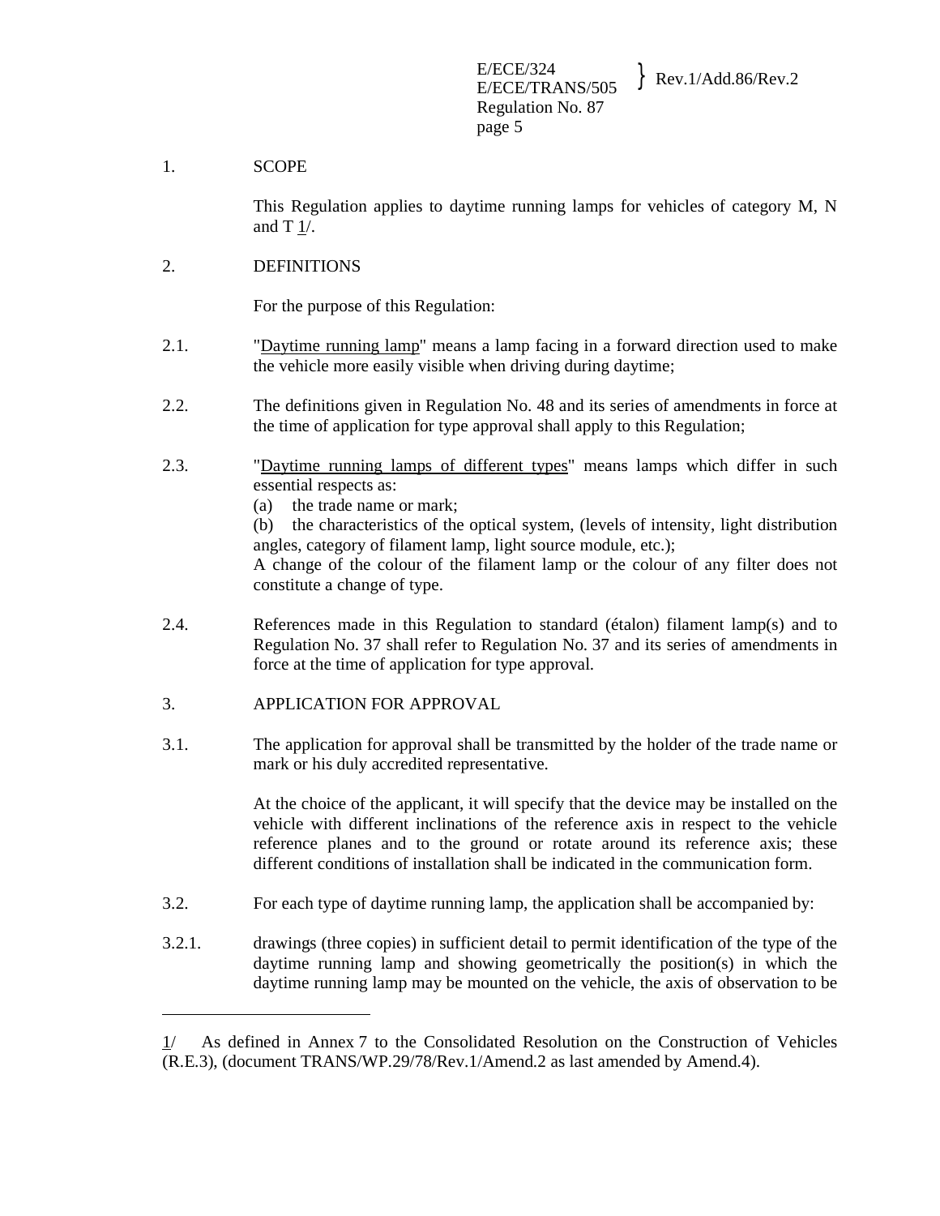1. SCOPE

This Regulation applies to daytime running lamps for vehicles of category M, N and T 1/.

2. DEFINITIONS

For the purpose of this Regulation:

2.1. "Daytime running lamp" means a lamp facing in a forward direction used to make the vehicle more easily visible when driving during daytime;

2.2. The definitions given in Regulation No. 48 and its series of amendments in force at the time of application for type approval shall apply to this Regulation;

2.3. "Daytime running lamps of different types" means lamps which differ in such essential respects as:

(a) the trade name or mark;

(b) the characteristics of the optical system, (levels of intensity, light distribution angles, category of filament lamp, light source module, etc.);

A change of the colour of the filament lamp or the colour of any filter does not constitute a change of type.

2.4. References made in this Regulation to standard (étalon) filament lamp(s) and to Regulation No. 37 shall refer to Regulation No. 37 and its series of amendments in force at the time of application for type approval.

3. APPLICATION FOR APPROVAL

3.1. The application for approval shall be transmitted by the holder of the trade name or mark or his duly accredited representative.

At the choice of the applicant, it will specify that the device may be installed on the vehicle with different inclinations of the reference axis in respect to the vehicle reference planes and to the ground or rotate around its reference axis; these different conditions of installation shall be indicated in the communication form.

3.2. For each type of daytime running lamp, the application shall be accompanied by:

3.2.1. drawings (three copies) in sufficient detail to permit identification of the type of the daytime running lamp and showing geometrically the position(s) in which the daytime running lamp may be mounted on the vehicle, the axis of observation to be

---

1/ As defined in Annex 7 to the Consolidated Resolution on the Construction of Vehicles (R.E.3), (document TRANS/WP.29/78/Rev.1/Amend.2 as last amended by Amend.4).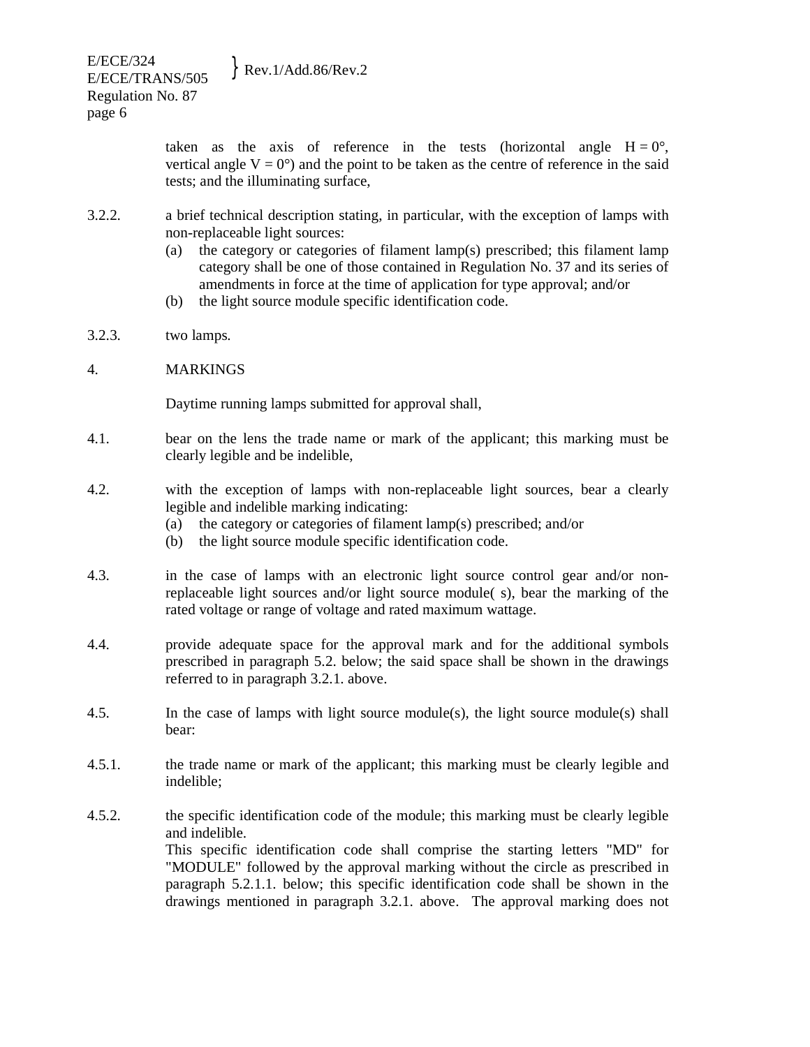taken as the axis of reference in the tests (horizontal angle H = 0°, vertical angle V = 0°) and the point to be taken as the centre of reference in the said tests; and the illuminating surface,

3.2.2. a brief technical description stating, in particular, with the exception of lamps with non-replaceable light sources:

(a) the category or categories of filament lamp(s) prescribed; this filament lamp category shall be one of those contained in Regulation No. 37 and its series of amendments in force at the time of application for type approval; and/or

(b) the light source module specific identification code.

3.2.3. two lamps.

## 4. MARKINGS

Daytime running lamps submitted for approval shall,

4.1. bear on the lens the trade name or mark of the applicant; this marking must be clearly legible and be indelible,

4.2. with the exception of lamps with non-replaceable light sources, bear a clearly legible and indelible marking indicating:

(a) the category or categories of filament lamp(s) prescribed; and/or

(b) the light source module specific identification code.

4.3. in the case of lamps with an electronic light source control gear and/or non-replaceable light sources and/or light source module( s), bear the marking of the rated voltage or range of voltage and rated maximum wattage.

4.4. provide adequate space for the approval mark and for the additional symbols prescribed in paragraph 5.2. below; the said space shall be shown in the drawings referred to in paragraph 3.2.1. above.

4.5. In the case of lamps with light source module(s), the light source module(s) shall bear:

4.5.1. the trade name or mark of the applicant; this marking must be clearly legible and indelible;

4.5.2. the specific identification code of the module; this marking must be clearly legible and indelible.
This specific identification code shall comprise the starting letters "MD" for "MODULE" followed by the approval marking without the circle as prescribed in paragraph 5.2.1.1. below; this specific identification code shall be shown in the drawings mentioned in paragraph 3.2.1. above. The approval marking does not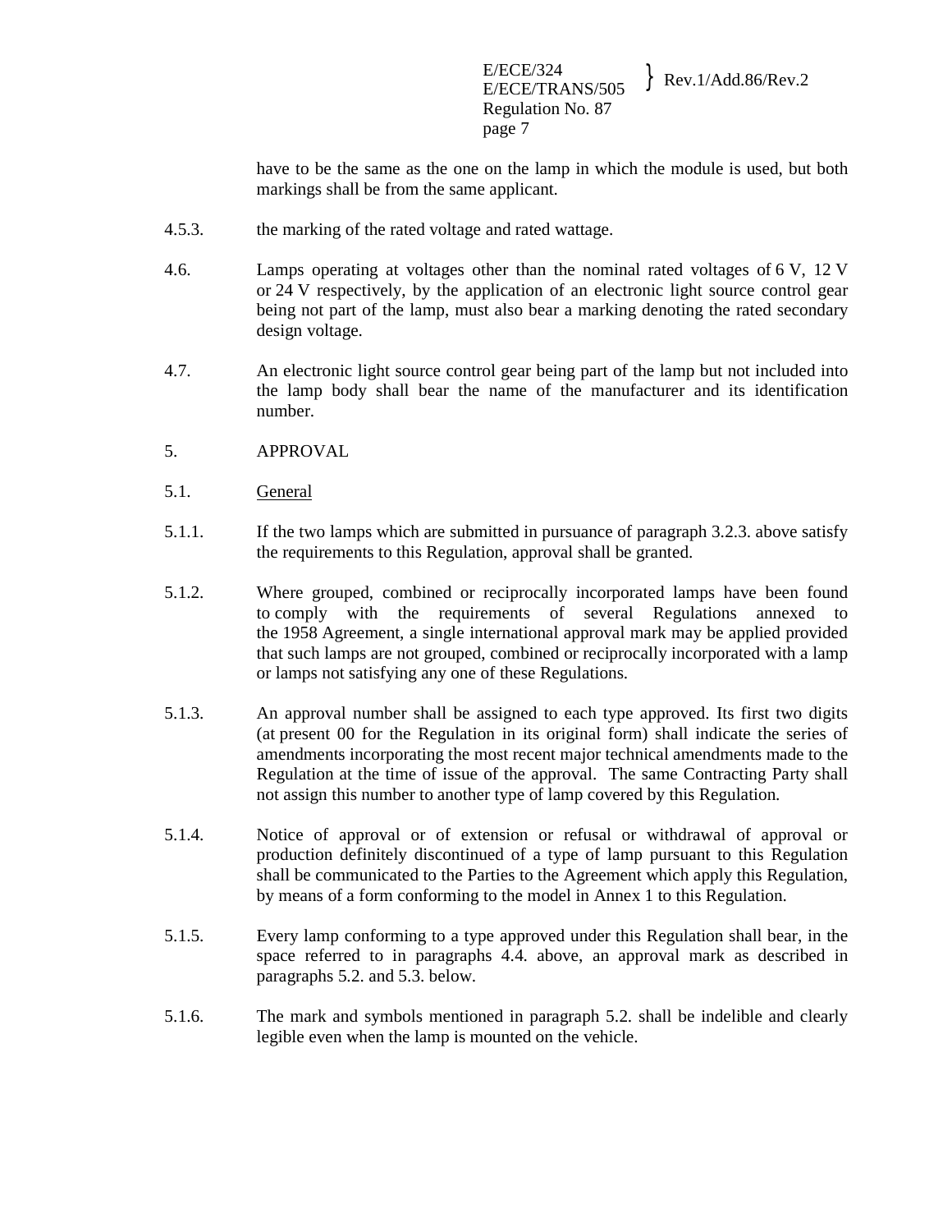have to be the same as the one on the lamp in which the module is used, but both markings shall be from the same applicant.

4.5.3. the marking of the rated voltage and rated wattage.

4.6. Lamps operating at voltages other than the nominal rated voltages of 6 V, 12 V or 24 V respectively, by the application of an electronic light source control gear being not part of the lamp, must also bear a marking denoting the rated secondary design voltage.

4.7. An electronic light source control gear being part of the lamp but not included into the lamp body shall bear the name of the manufacturer and its identification number.

5. APPROVAL

5.1. General

5.1.1. If the two lamps which are submitted in pursuance of paragraph 3.2.3. above satisfy the requirements to this Regulation, approval shall be granted.

5.1.2. Where grouped, combined or reciprocally incorporated lamps have been found to comply with the requirements of several Regulations annexed to the 1958 Agreement, a single international approval mark may be applied provided that such lamps are not grouped, combined or reciprocally incorporated with a lamp or lamps not satisfying any one of these Regulations.

5.1.3. An approval number shall be assigned to each type approved. Its first two digits (at present 00 for the Regulation in its original form) shall indicate the series of amendments incorporating the most recent major technical amendments made to the Regulation at the time of issue of the approval. The same Contracting Party shall not assign this number to another type of lamp covered by this Regulation.

5.1.4. Notice of approval or of extension or refusal or withdrawal of approval or production definitely discontinued of a type of lamp pursuant to this Regulation shall be communicated to the Parties to the Agreement which apply this Regulation, by means of a form conforming to the model in Annex 1 to this Regulation.

5.1.5. Every lamp conforming to a type approved under this Regulation shall bear, in the space referred to in paragraphs 4.4. above, an approval mark as described in paragraphs 5.2. and 5.3. below.

5.1.6. The mark and symbols mentioned in paragraph 5.2. shall be indelible and clearly legible even when the lamp is mounted on the vehicle.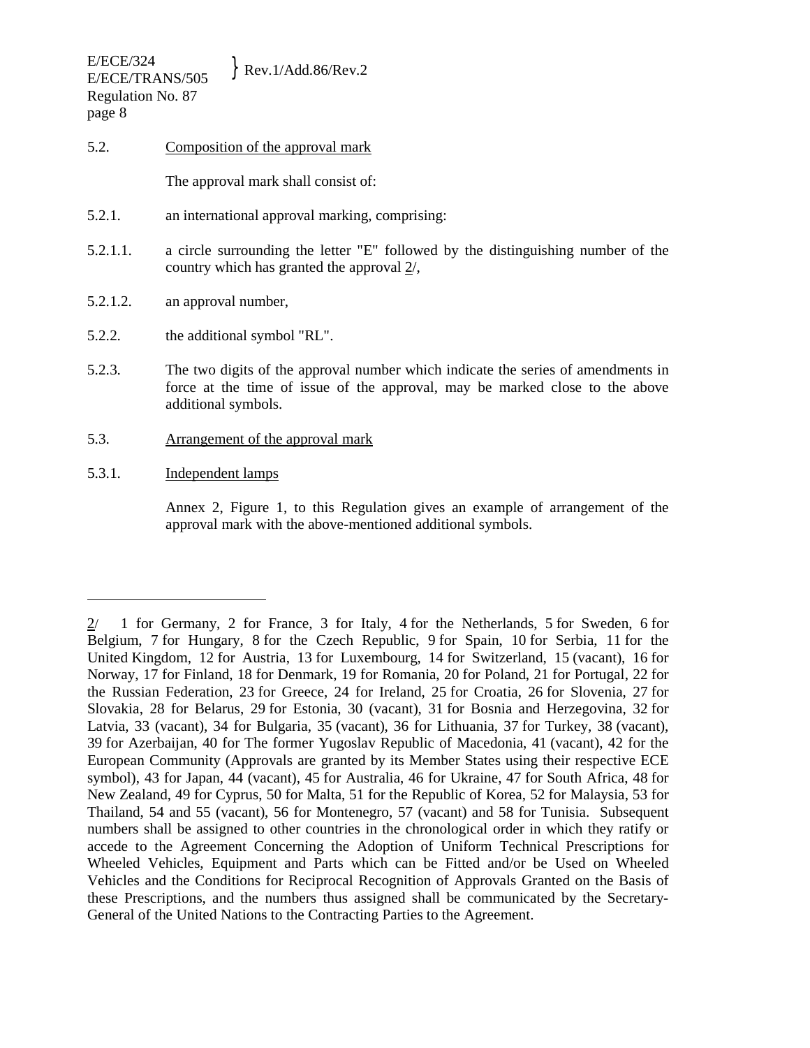5.2. Composition of the approval mark

The approval mark shall consist of:

5.2.1. an international approval marking, comprising:

5.2.1.1. a circle surrounding the letter "E" followed by the distinguishing number of the country which has granted the approval 2/,

5.2.1.2. an approval number,

5.2.2. the additional symbol "RL".

5.2.3. The two digits of the approval number which indicate the series of amendments in force at the time of issue of the approval, may be marked close to the above additional symbols.

5.3. Arrangement of the approval mark

5.3.1. Independent lamps

Annex 2, Figure 1, to this Regulation gives an example of arrangement of the approval mark with the above-mentioned additional symbols.

---

2/ 1 for Germany, 2 for France, 3 for Italy, 4 for the Netherlands, 5 for Sweden, 6 for Belgium, 7 for Hungary, 8 for the Czech Republic, 9 for Spain, 10 for Serbia, 11 for the United Kingdom, 12 for Austria, 13 for Luxembourg, 14 for Switzerland, 15 (vacant), 16 for Norway, 17 for Finland, 18 for Denmark, 19 for Romania, 20 for Poland, 21 for Portugal, 22 for the Russian Federation, 23 for Greece, 24 for Ireland, 25 for Croatia, 26 for Slovenia, 27 for Slovakia, 28 for Belarus, 29 for Estonia, 30 (vacant), 31 for Bosnia and Herzegovina, 32 for Latvia, 33 (vacant), 34 for Bulgaria, 35 (vacant), 36 for Lithuania, 37 for Turkey, 38 (vacant), 39 for Azerbaijan, 40 for The former Yugoslav Republic of Macedonia, 41 (vacant), 42 for the European Community (Approvals are granted by its Member States using their respective ECE symbol), 43 for Japan, 44 (vacant), 45 for Australia, 46 for Ukraine, 47 for South Africa, 48 for New Zealand, 49 for Cyprus, 50 for Malta, 51 for the Republic of Korea, 52 for Malaysia, 53 for Thailand, 54 and 55 (vacant), 56 for Montenegro, 57 (vacant) and 58 for Tunisia. Subsequent numbers shall be assigned to other countries in the chronological order in which they ratify or accede to the Agreement Concerning the Adoption of Uniform Technical Prescriptions for Wheeled Vehicles, Equipment and Parts which can be Fitted and/or be Used on Wheeled Vehicles and the Conditions for Reciprocal Recognition of Approvals Granted on the Basis of these Prescriptions, and the numbers thus assigned shall be communicated by the Secretary-General of the United Nations to the Contracting Parties to the Agreement.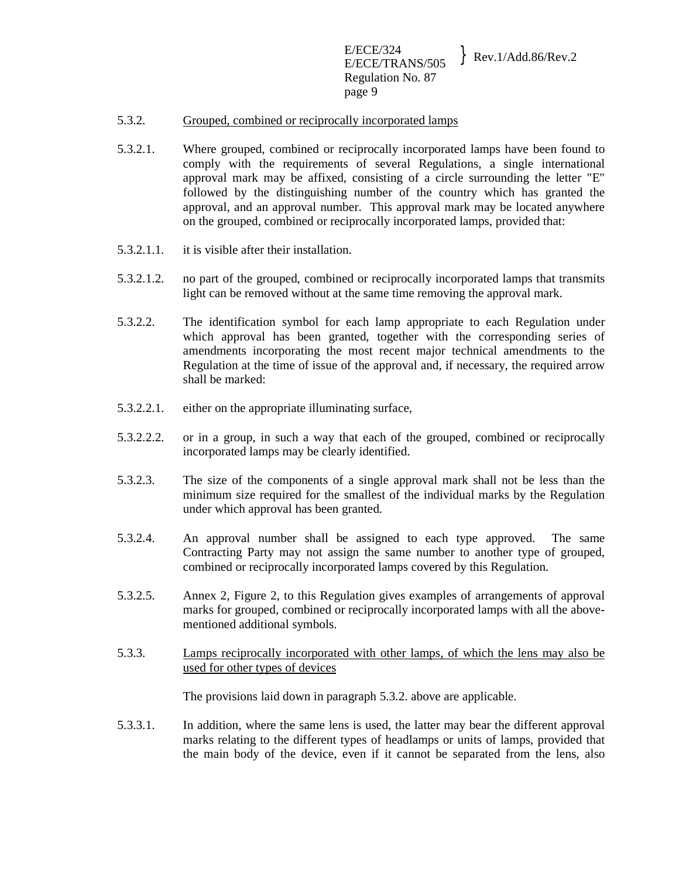5.3.2. Grouped, combined or reciprocally incorporated lamps

5.3.2.1. Where grouped, combined or reciprocally incorporated lamps have been found to comply with the requirements of several Regulations, a single international approval mark may be affixed, consisting of a circle surrounding the letter "E" followed by the distinguishing number of the country which has granted the approval, and an approval number. This approval mark may be located anywhere on the grouped, combined or reciprocally incorporated lamps, provided that:

5.3.2.1.1. it is visible after their installation.

5.3.2.1.2. no part of the grouped, combined or reciprocally incorporated lamps that transmits light can be removed without at the same time removing the approval mark.

5.3.2.2. The identification symbol for each lamp appropriate to each Regulation under which approval has been granted, together with the corresponding series of amendments incorporating the most recent major technical amendments to the Regulation at the time of issue of the approval and, if necessary, the required arrow shall be marked:

5.3.2.2.1. either on the appropriate illuminating surface,

5.3.2.2.2. or in a group, in such a way that each of the grouped, combined or reciprocally incorporated lamps may be clearly identified.

5.3.2.3. The size of the components of a single approval mark shall not be less than the minimum size required for the smallest of the individual marks by the Regulation under which approval has been granted.

5.3.2.4. An approval number shall be assigned to each type approved. The same Contracting Party may not assign the same number to another type of grouped, combined or reciprocally incorporated lamps covered by this Regulation.

5.3.2.5. Annex 2, Figure 2, to this Regulation gives examples of arrangements of approval marks for grouped, combined or reciprocally incorporated lamps with all the above-mentioned additional symbols.

5.3.3. Lamps reciprocally incorporated with other lamps, of which the lens may also be used for other types of devices

The provisions laid down in paragraph 5.3.2. above are applicable.

5.3.3.1. In addition, where the same lens is used, the latter may bear the different approval marks relating to the different types of headlamps or units of lamps, provided that the main body of the device, even if it cannot be separated from the lens, also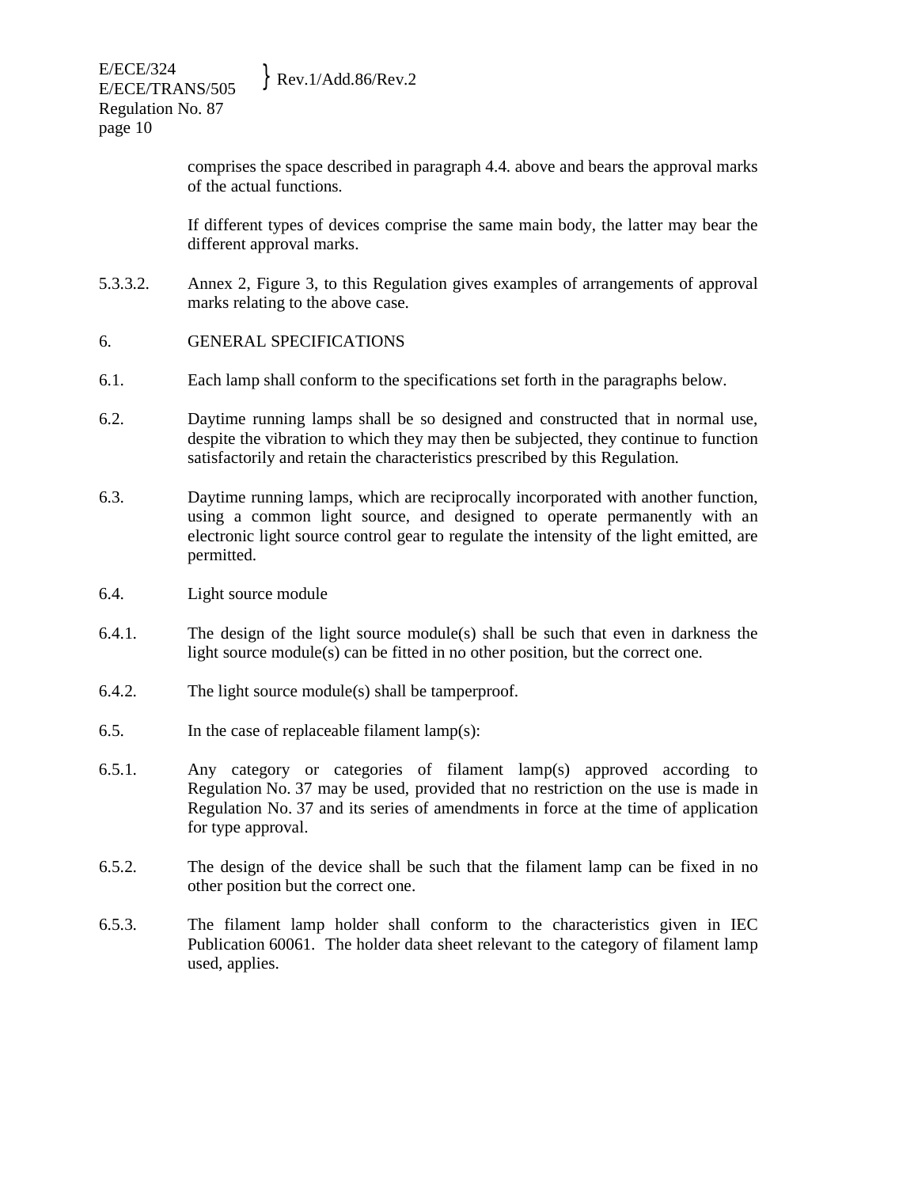comprises the space described in paragraph 4.4. above and bears the approval marks of the actual functions.

If different types of devices comprise the same main body, the latter may bear the different approval marks.

5.3.3.2. Annex 2, Figure 3, to this Regulation gives examples of arrangements of approval marks relating to the above case.

## 6. GENERAL SPECIFICATIONS

6.1. Each lamp shall conform to the specifications set forth in the paragraphs below.

6.2. Daytime running lamps shall be so designed and constructed that in normal use, despite the vibration to which they may then be subjected, they continue to function satisfactorily and retain the characteristics prescribed by this Regulation.

6.3. Daytime running lamps, which are reciprocally incorporated with another function, using a common light source, and designed to operate permanently with an electronic light source control gear to regulate the intensity of the light emitted, are permitted.

6.4. Light source module

6.4.1. The design of the light source module(s) shall be such that even in darkness the light source module(s) can be fitted in no other position, but the correct one.

6.4.2. The light source module(s) shall be tamperproof.

6.5. In the case of replaceable filament lamp(s):

6.5.1. Any category or categories of filament lamp(s) approved according to Regulation No. 37 may be used, provided that no restriction on the use is made in Regulation No. 37 and its series of amendments in force at the time of application for type approval.

6.5.2. The design of the device shall be such that the filament lamp can be fixed in no other position but the correct one.

6.5.3. The filament lamp holder shall conform to the characteristics given in IEC Publication 60061. The holder data sheet relevant to the category of filament lamp used, applies.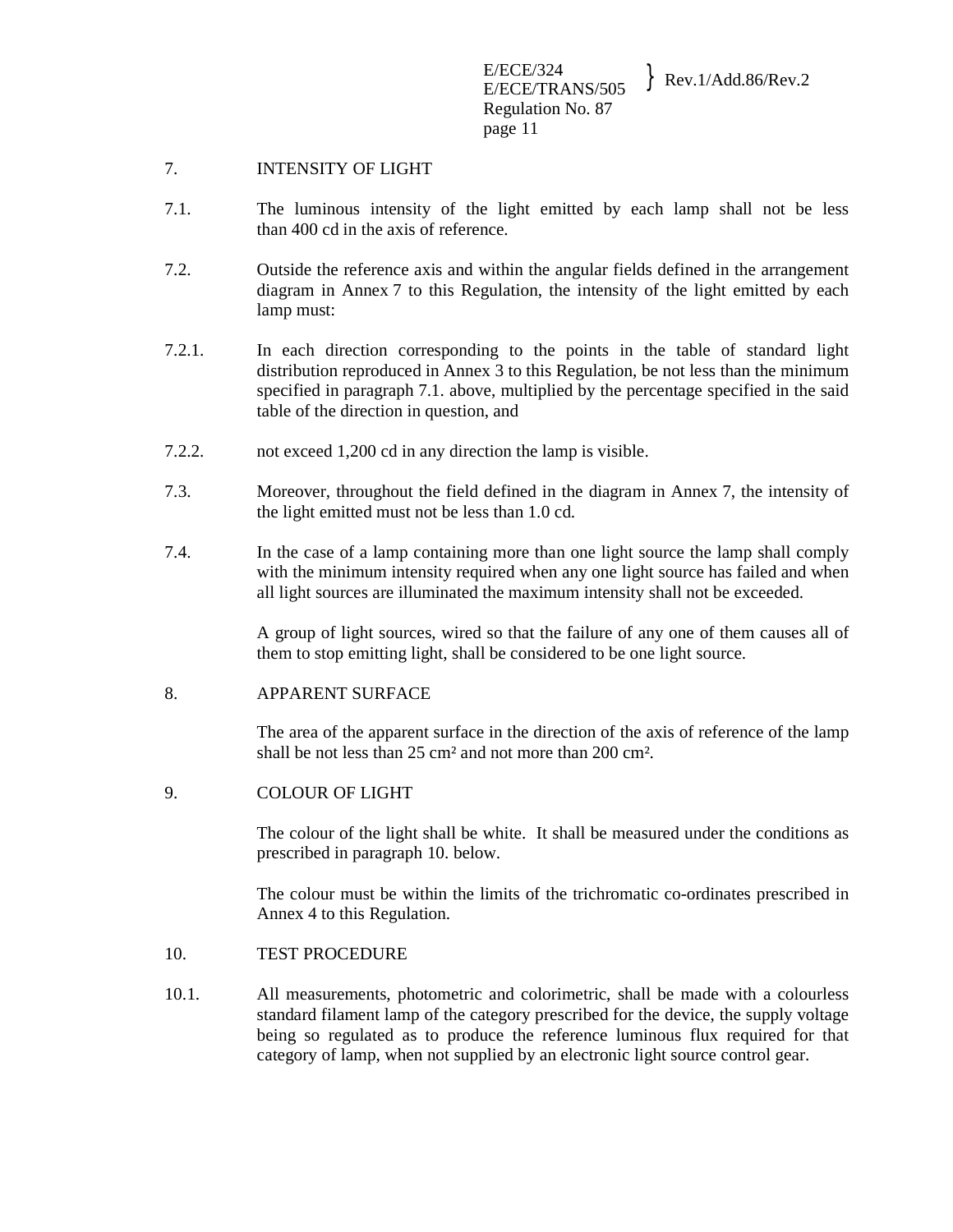## 7. INTENSITY OF LIGHT

7.1. The luminous intensity of the light emitted by each lamp shall not be less than 400 cd in the axis of reference.

7.2. Outside the reference axis and within the angular fields defined in the arrangement diagram in Annex 7 to this Regulation, the intensity of the light emitted by each lamp must:

7.2.1. In each direction corresponding to the points in the table of standard light distribution reproduced in Annex 3 to this Regulation, be not less than the minimum specified in paragraph 7.1. above, multiplied by the percentage specified in the said table of the direction in question, and

7.2.2. not exceed 1,200 cd in any direction the lamp is visible.

7.3. Moreover, throughout the field defined in the diagram in Annex 7, the intensity of the light emitted must not be less than 1.0 cd.

7.4. In the case of a lamp containing more than one light source the lamp shall comply with the minimum intensity required when any one light source has failed and when all light sources are illuminated the maximum intensity shall not be exceeded.

A group of light sources, wired so that the failure of any one of them causes all of them to stop emitting light, shall be considered to be one light source.

## 8. APPARENT SURFACE

The area of the apparent surface in the direction of the axis of reference of the lamp shall be not less than 25 cm² and not more than 200 cm².

## 9. COLOUR OF LIGHT

The colour of the light shall be white. It shall be measured under the conditions as prescribed in paragraph 10. below.

The colour must be within the limits of the trichromatic co-ordinates prescribed in Annex 4 to this Regulation.

## 10. TEST PROCEDURE

10.1. All measurements, photometric and colorimetric, shall be made with a colourless standard filament lamp of the category prescribed for the device, the supply voltage being so regulated as to produce the reference luminous flux required for that category of lamp, when not supplied by an electronic light source control gear.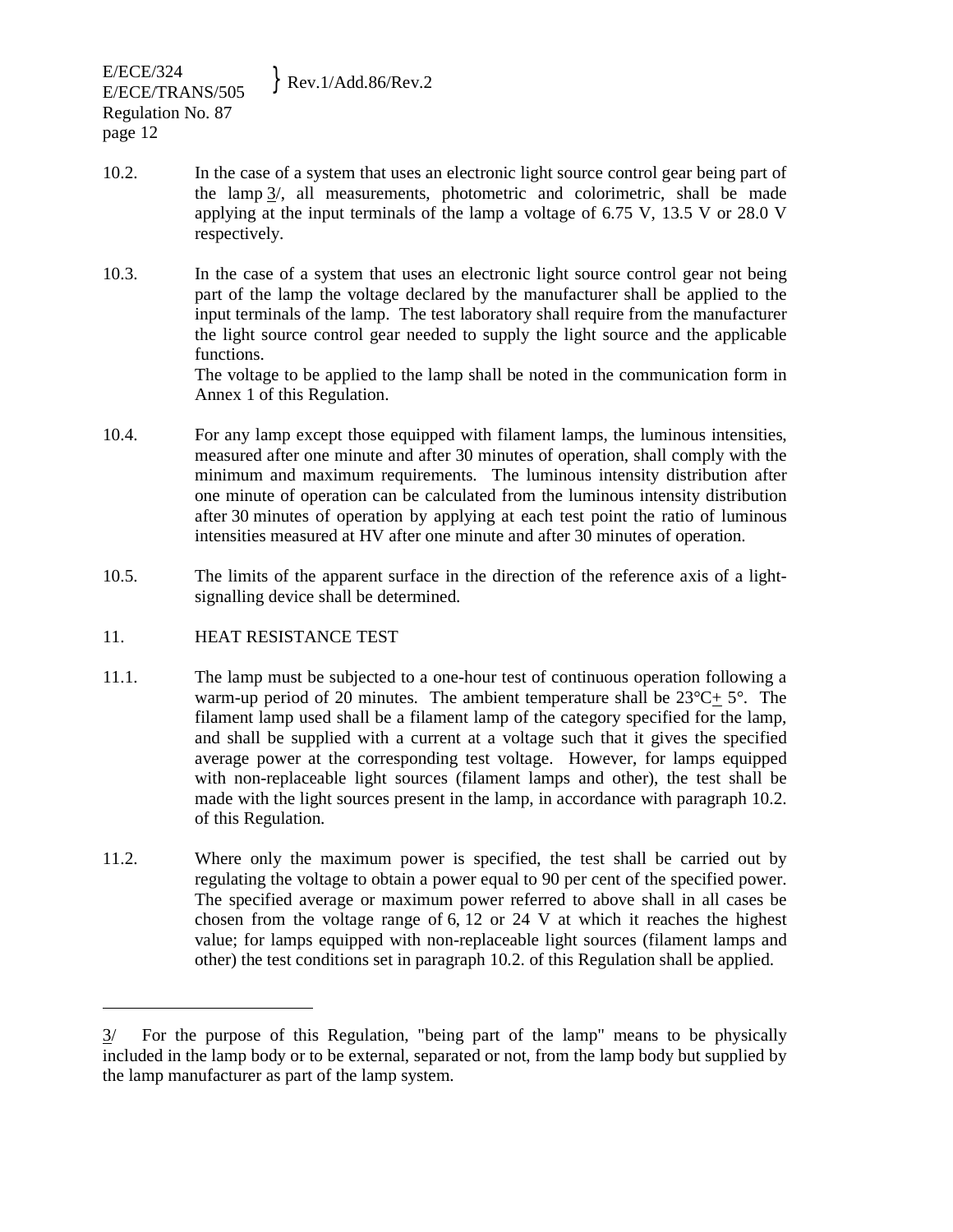10.2. In the case of a system that uses an electronic light source control gear being part of the lamp 3/, all measurements, photometric and colorimetric, shall be made applying at the input terminals of the lamp a voltage of 6.75 V, 13.5 V or 28.0 V respectively.

10.3. In the case of a system that uses an electronic light source control gear not being part of the lamp the voltage declared by the manufacturer shall be applied to the input terminals of the lamp. The test laboratory shall require from the manufacturer the light source control gear needed to supply the light source and the applicable functions.
The voltage to be applied to the lamp shall be noted in the communication form in Annex 1 of this Regulation.

10.4. For any lamp except those equipped with filament lamps, the luminous intensities, measured after one minute and after 30 minutes of operation, shall comply with the minimum and maximum requirements. The luminous intensity distribution after one minute of operation can be calculated from the luminous intensity distribution after 30 minutes of operation by applying at each test point the ratio of luminous intensities measured at HV after one minute and after 30 minutes of operation.

10.5. The limits of the apparent surface in the direction of the reference axis of a light-signalling device shall be determined.

## 11. HEAT RESISTANCE TEST

11.1. The lamp must be subjected to a one-hour test of continuous operation following a warm-up period of 20 minutes. The ambient temperature shall be 23°C± 5°. The filament lamp used shall be a filament lamp of the category specified for the lamp, and shall be supplied with a current at a voltage such that it gives the specified average power at the corresponding test voltage. However, for lamps equipped with non-replaceable light sources (filament lamps and other), the test shall be made with the light sources present in the lamp, in accordance with paragraph 10.2. of this Regulation.

11.2. Where only the maximum power is specified, the test shall be carried out by regulating the voltage to obtain a power equal to 90 per cent of the specified power. The specified average or maximum power referred to above shall in all cases be chosen from the voltage range of 6, 12 or 24 V at which it reaches the highest value; for lamps equipped with non-replaceable light sources (filament lamps and other) the test conditions set in paragraph 10.2. of this Regulation shall be applied.

---

3/ For the purpose of this Regulation, "being part of the lamp" means to be physically included in the lamp body or to be external, separated or not, from the lamp body but supplied by the lamp manufacturer as part of the lamp system.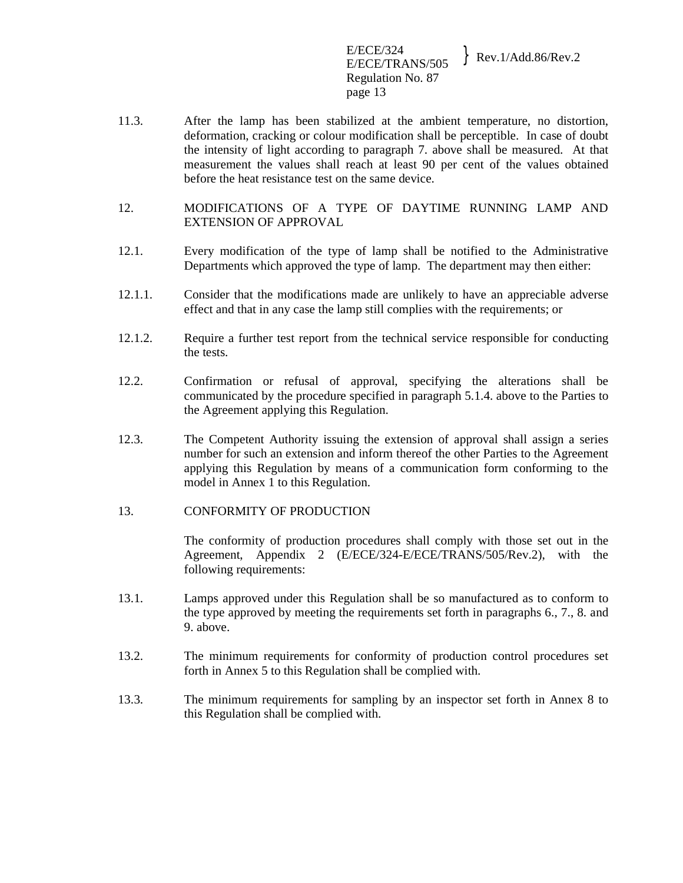11.3. After the lamp has been stabilized at the ambient temperature, no distortion, deformation, cracking or colour modification shall be perceptible. In case of doubt the intensity of light according to paragraph 7. above shall be measured. At that measurement the values shall reach at least 90 per cent of the values obtained before the heat resistance test on the same device.

## 12. MODIFICATIONS OF A TYPE OF DAYTIME RUNNING LAMP AND EXTENSION OF APPROVAL

12.1. Every modification of the type of lamp shall be notified to the Administrative Departments which approved the type of lamp. The department may then either:

12.1.1. Consider that the modifications made are unlikely to have an appreciable adverse effect and that in any case the lamp still complies with the requirements; or

12.1.2. Require a further test report from the technical service responsible for conducting the tests.

12.2. Confirmation or refusal of approval, specifying the alterations shall be communicated by the procedure specified in paragraph 5.1.4. above to the Parties to the Agreement applying this Regulation.

12.3. The Competent Authority issuing the extension of approval shall assign a series number for such an extension and inform thereof the other Parties to the Agreement applying this Regulation by means of a communication form conforming to the model in Annex 1 to this Regulation.

## 13. CONFORMITY OF PRODUCTION

The conformity of production procedures shall comply with those set out in the Agreement, Appendix 2 (E/ECE/324-E/ECE/TRANS/505/Rev.2), with the following requirements:

13.1. Lamps approved under this Regulation shall be so manufactured as to conform to the type approved by meeting the requirements set forth in paragraphs 6., 7., 8. and 9. above.

13.2. The minimum requirements for conformity of production control procedures set forth in Annex 5 to this Regulation shall be complied with.

13.3. The minimum requirements for sampling by an inspector set forth in Annex 8 to this Regulation shall be complied with.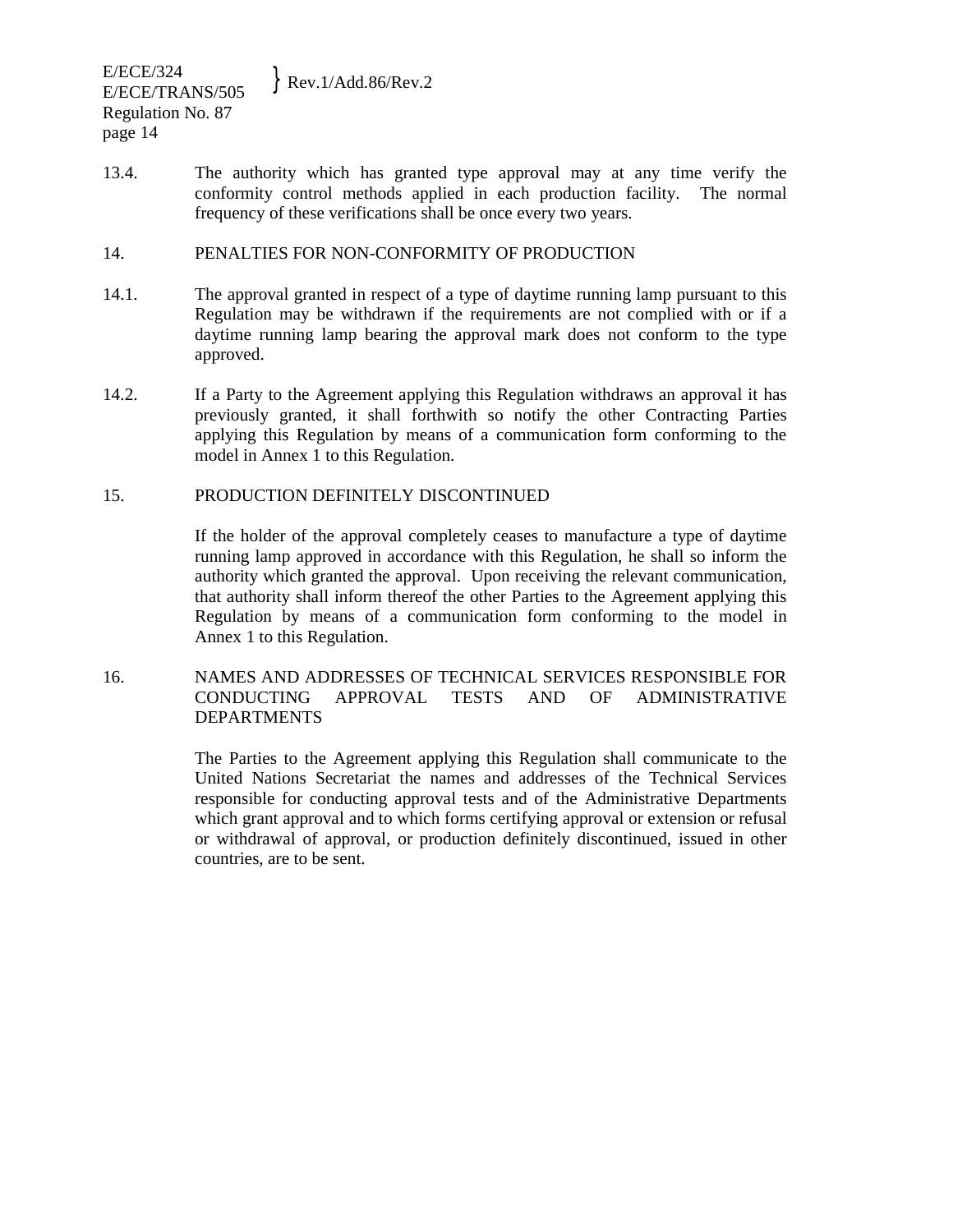13.4. The authority which has granted type approval may at any time verify the conformity control methods applied in each production facility. The normal frequency of these verifications shall be once every two years.

## 14. PENALTIES FOR NON-CONFORMITY OF PRODUCTION

14.1. The approval granted in respect of a type of daytime running lamp pursuant to this Regulation may be withdrawn if the requirements are not complied with or if a daytime running lamp bearing the approval mark does not conform to the type approved.

14.2. If a Party to the Agreement applying this Regulation withdraws an approval it has previously granted, it shall forthwith so notify the other Contracting Parties applying this Regulation by means of a communication form conforming to the model in Annex 1 to this Regulation.

## 15. PRODUCTION DEFINITELY DISCONTINUED

If the holder of the approval completely ceases to manufacture a type of daytime running lamp approved in accordance with this Regulation, he shall so inform the authority which granted the approval. Upon receiving the relevant communication, that authority shall inform thereof the other Parties to the Agreement applying this Regulation by means of a communication form conforming to the model in Annex 1 to this Regulation.

## 16. NAMES AND ADDRESSES OF TECHNICAL SERVICES RESPONSIBLE FOR CONDUCTING APPROVAL TESTS AND OF ADMINISTRATIVE DEPARTMENTS

The Parties to the Agreement applying this Regulation shall communicate to the United Nations Secretariat the names and addresses of the Technical Services responsible for conducting approval tests and of the Administrative Departments which grant approval and to which forms certifying approval or extension or refusal or withdrawal of approval, or production definitely discontinued, issued in other countries, are to be sent.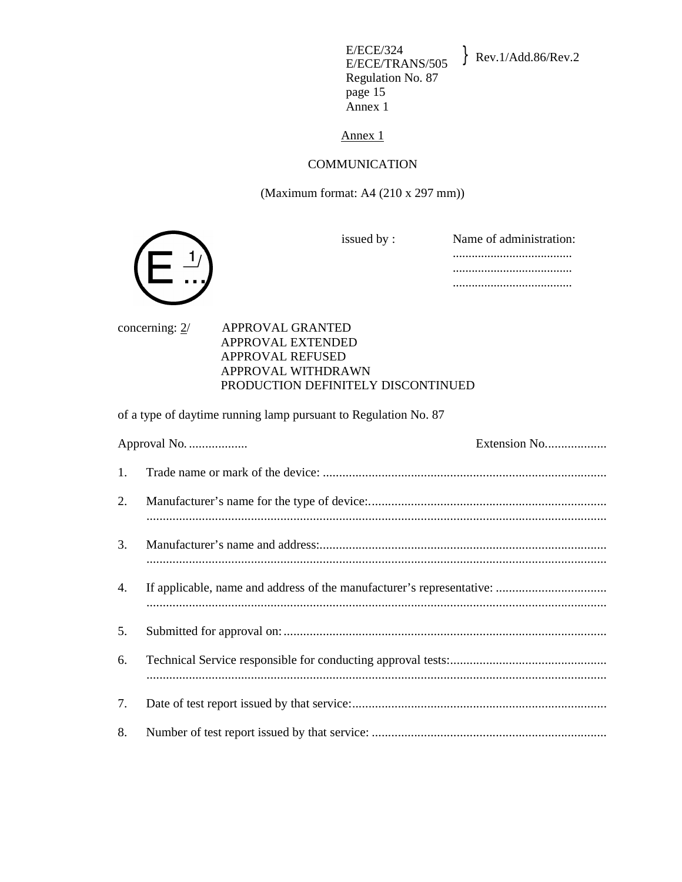## Annex 1

### COMMUNICATION

(Maximum format: A4 (210 x 297 mm))

E 1/ ...

issued by : Name of administration:
......................................
......................................
......................................

concerning: 2/ APPROVAL GRANTED
APPROVAL EXTENDED
APPROVAL REFUSED
APPROVAL WITHDRAWN
PRODUCTION DEFINITELY DISCONTINUED

of a type of daytime running lamp pursuant to Regulation No. 87

Approval No. .................. Extension No...................

1. Trade name or mark of the device: .......................................................................................

2. Manufacturer's name for the type of device:.........................................................................
.............................................................................................................................................

3. Manufacturer's name and address:........................................................................................
.............................................................................................................................................

4. If applicable, name and address of the manufacturer's representative: ..................................
.............................................................................................................................................

5. Submitted for approval on:....................................................................................................

6. Technical Service responsible for conducting approval tests:................................................
.............................................................................................................................................

7. Date of test report issued by that service:..............................................................................

8. Number of test report issued by that service: ........................................................................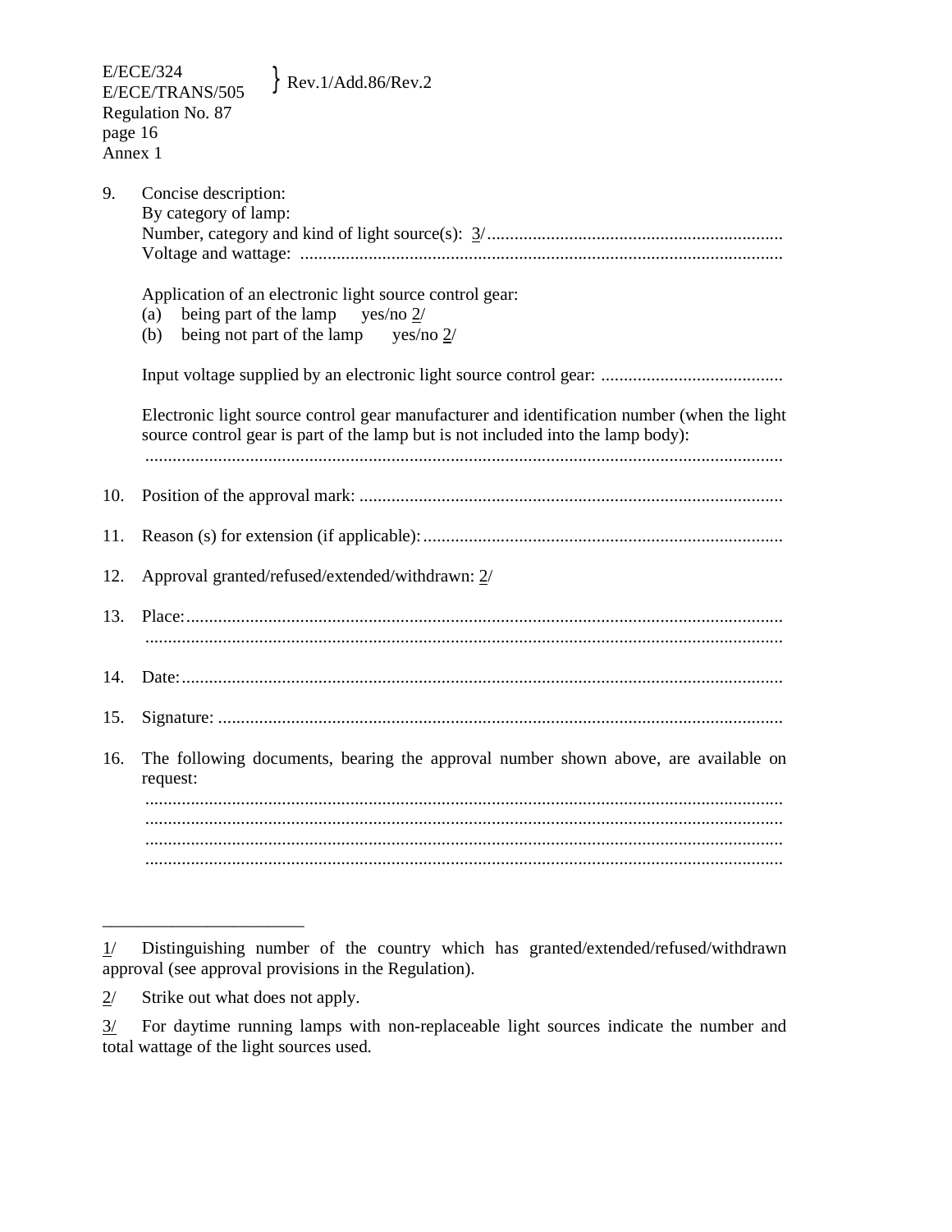9. Concise description:
   By category of lamp:
   Number, category and kind of light source(s): 3/ ...............................................................
   Voltage and wattage: ..........................................................................................................

   Application of an electronic light source control gear:
   (a) being part of the lamp yes/no 2/
   (b) being not part of the lamp yes/no 2/

   Input voltage supplied by an electronic light source control gear: ........................................

   Electronic light source control gear manufacturer and identification number (when the light source control gear is part of the lamp but is not included into the lamp body):
   ...........................................................................................................................................

10. Position of the approval mark: ............................................................................................

11. Reason (s) for extension (if applicable): ...............................................................................

12. Approval granted/refused/extended/withdrawn: 2/

13. Place: ...................................................................................................................................
    ..........................................................................................................................................

14. Date: ....................................................................................................................................

15. Signature: ............................................................................................................................

16. The following documents, bearing the approval number shown above, are available on request:
    ..........................................................................................................................................
    ..........................................................................................................................................
    ..........................................................................................................................................
    ..........................................................................................................................................

______________________

1/ Distinguishing number of the country which has granted/extended/refused/withdrawn approval (see approval provisions in the Regulation).

2/ Strike out what does not apply.

3/ For daytime running lamps with non-replaceable light sources indicate the number and total wattage of the light sources used.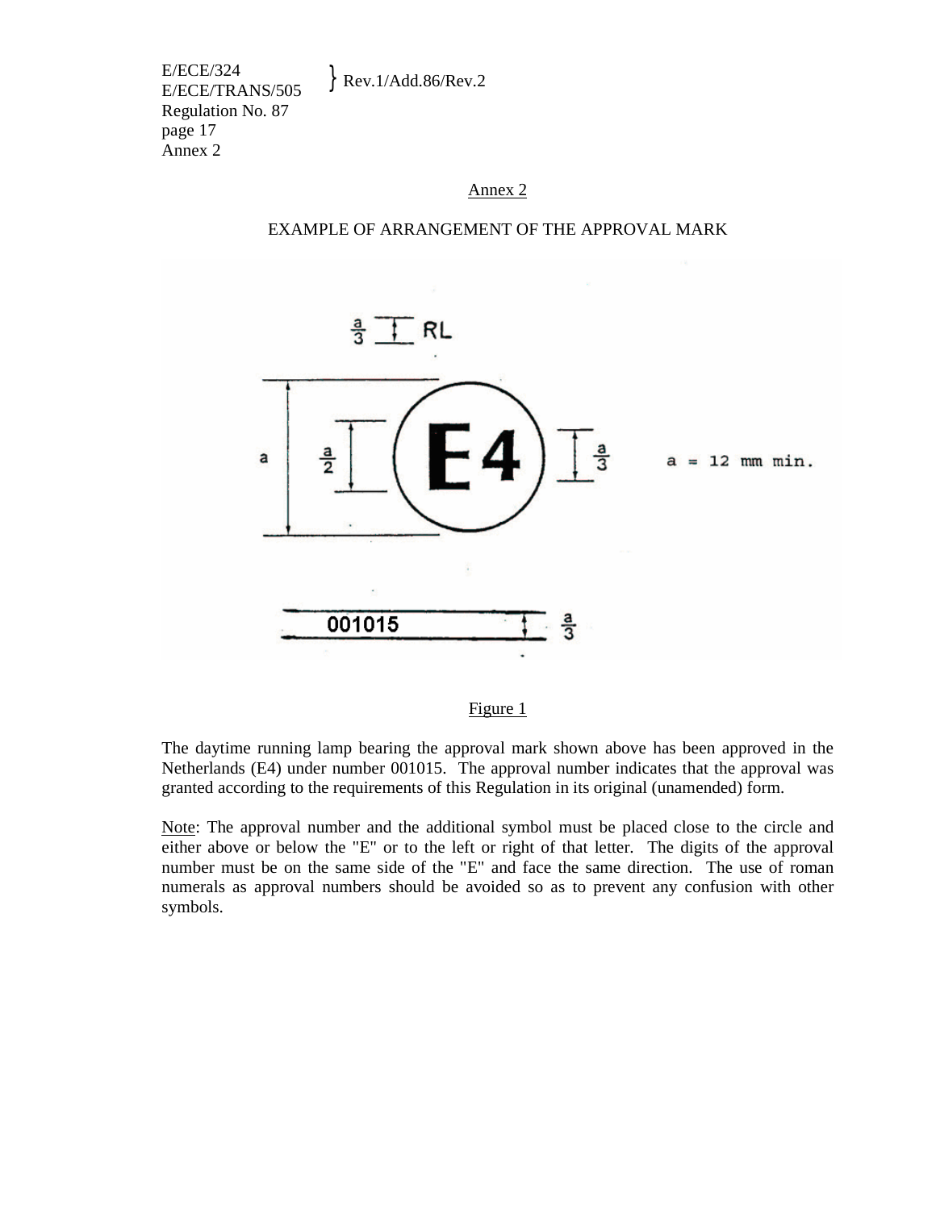## Annex 2

### EXAMPLE OF ARRANGEMENT OF THE APPROVAL MARK

Figure 1

The daytime running lamp bearing the approval mark shown above has been approved in the Netherlands (E4) under number 001015. The approval number indicates that the approval was granted according to the requirements of this Regulation in its original (unamended) form.

Note: The approval number and the additional symbol must be placed close to the circle and either above or below the "E" or to the left or right of that letter. The digits of the approval number must be on the same side of the "E" and face the same direction. The use of roman numerals as approval numbers should be avoided so as to prevent any confusion with other symbols.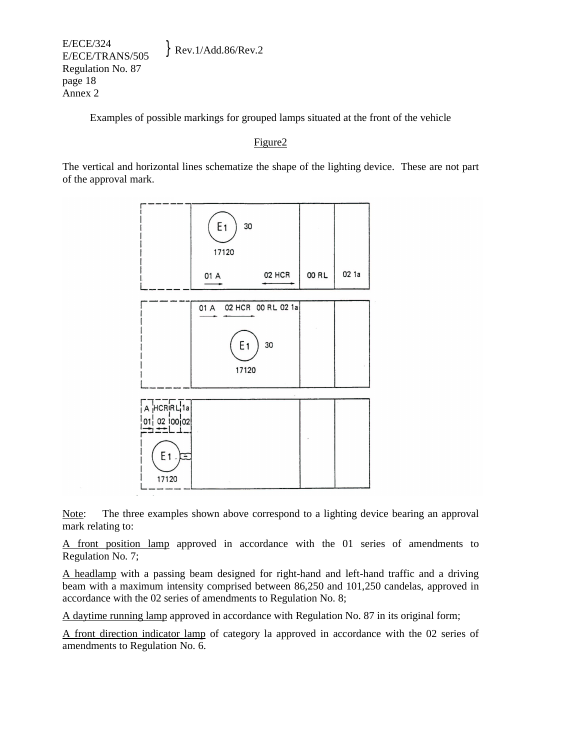Examples of possible markings for grouped lamps situated at the front of the vehicle

Figure2

The vertical and horizontal lines schematize the shape of the lighting device. These are not part of the approval mark.

Note: The three examples shown above correspond to a lighting device bearing an approval mark relating to:

A front position lamp approved in accordance with the 01 series of amendments to Regulation No. 7;

A headlamp with a passing beam designed for right-hand and left-hand traffic and a driving beam with a maximum intensity comprised between 86,250 and 101,250 candelas, approved in accordance with the 02 series of amendments to Regulation No. 8;

A daytime running lamp approved in accordance with Regulation No. 87 in its original form;

A front direction indicator lamp of category la approved in accordance with the 02 series of amendments to Regulation No. 6.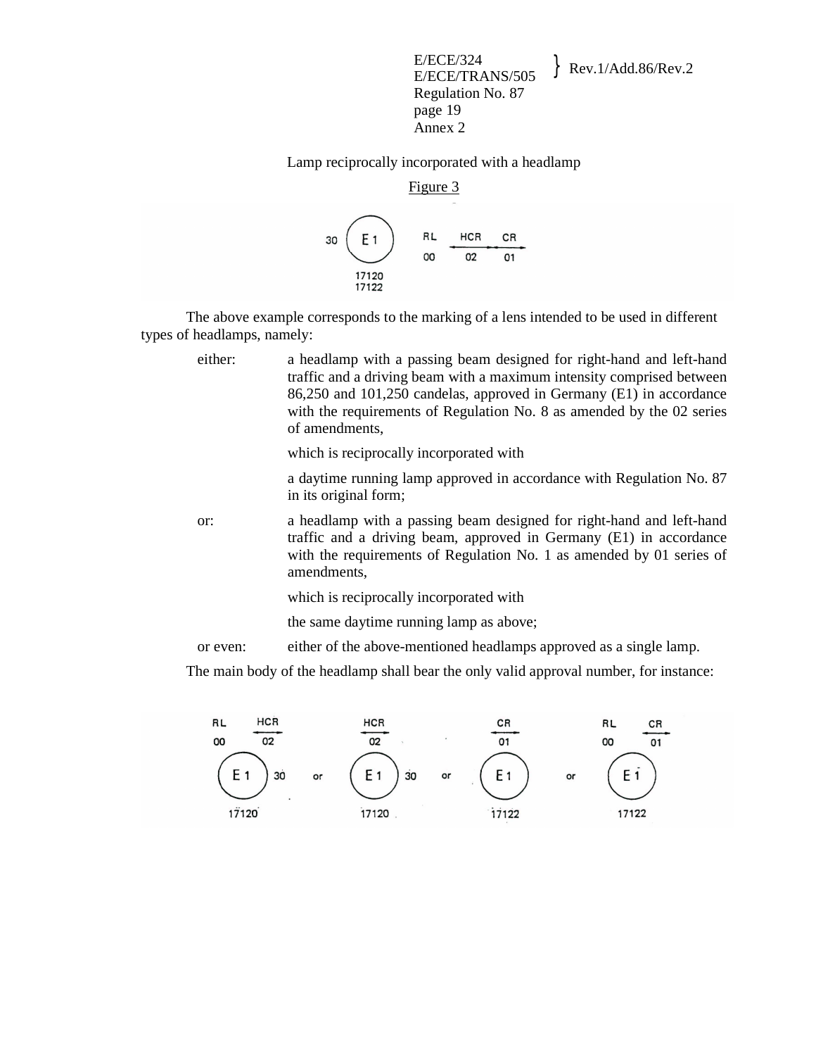Lamp reciprocally incorporated with a headlamp

Figure 3

The above example corresponds to the marking of a lens intended to be used in different types of headlamps, namely:

either: a headlamp with a passing beam designed for right-hand and left-hand traffic and a driving beam with a maximum intensity comprised between 86,250 and 101,250 candelas, approved in Germany (E1) in accordance with the requirements of Regulation No. 8 as amended by the 02 series of amendments,

which is reciprocally incorporated with

a daytime running lamp approved in accordance with Regulation No. 87 in its original form;

or: a headlamp with a passing beam designed for right-hand and left-hand traffic and a driving beam, approved in Germany (E1) in accordance with the requirements of Regulation No. 1 as amended by 01 series of amendments,

which is reciprocally incorporated with

the same daytime running lamp as above;

or even: either of the above-mentioned headlamps approved as a single lamp.

The main body of the headlamp shall bear the only valid approval number, for instance: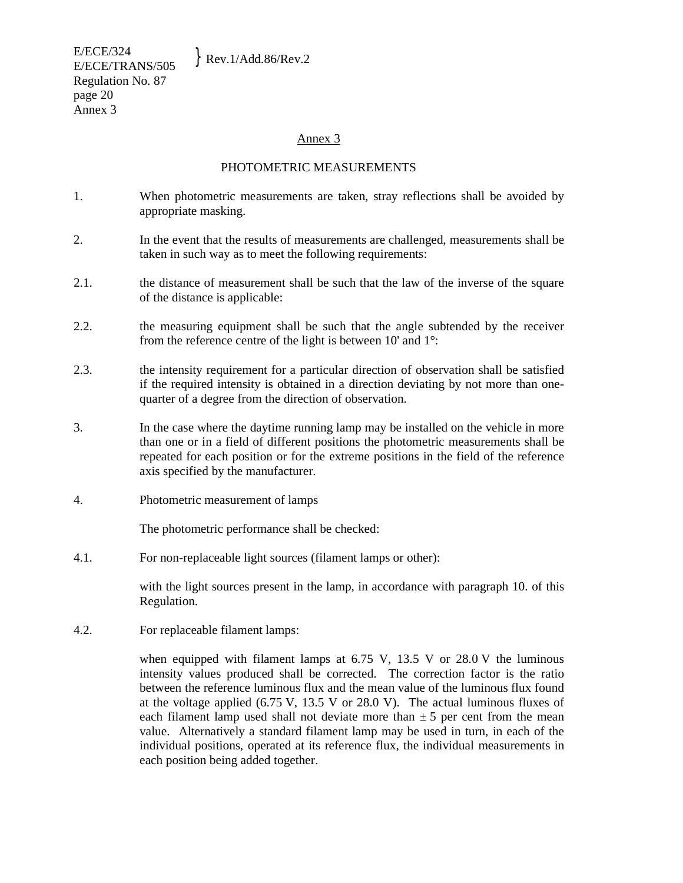# Annex 3

## PHOTOMETRIC MEASUREMENTS

1. When photometric measurements are taken, stray reflections shall be avoided by appropriate masking.

2. In the event that the results of measurements are challenged, measurements shall be taken in such way as to meet the following requirements:

2.1. the distance of measurement shall be such that the law of the inverse of the square of the distance is applicable:

2.2. the measuring equipment shall be such that the angle subtended by the receiver from the reference centre of the light is between 10' and 1°:

2.3. the intensity requirement for a particular direction of observation shall be satisfied if the required intensity is obtained in a direction deviating by not more than one-quarter of a degree from the direction of observation.

3. In the case where the daytime running lamp may be installed on the vehicle in more than one or in a field of different positions the photometric measurements shall be repeated for each position or for the extreme positions in the field of the reference axis specified by the manufacturer.

4. Photometric measurement of lamps

   The photometric performance shall be checked:

4.1. For non-replaceable light sources (filament lamps or other):

   with the light sources present in the lamp, in accordance with paragraph 10. of this Regulation.

4.2. For replaceable filament lamps:

   when equipped with filament lamps at 6.75 V, 13.5 V or 28.0 V the luminous intensity values produced shall be corrected. The correction factor is the ratio between the reference luminous flux and the mean value of the luminous flux found at the voltage applied (6.75 V, 13.5 V or 28.0 V). The actual luminous fluxes of each filament lamp used shall not deviate more than ± 5 per cent from the mean value. Alternatively a standard filament lamp may be used in turn, in each of the individual positions, operated at its reference flux, the individual measurements in each position being added together.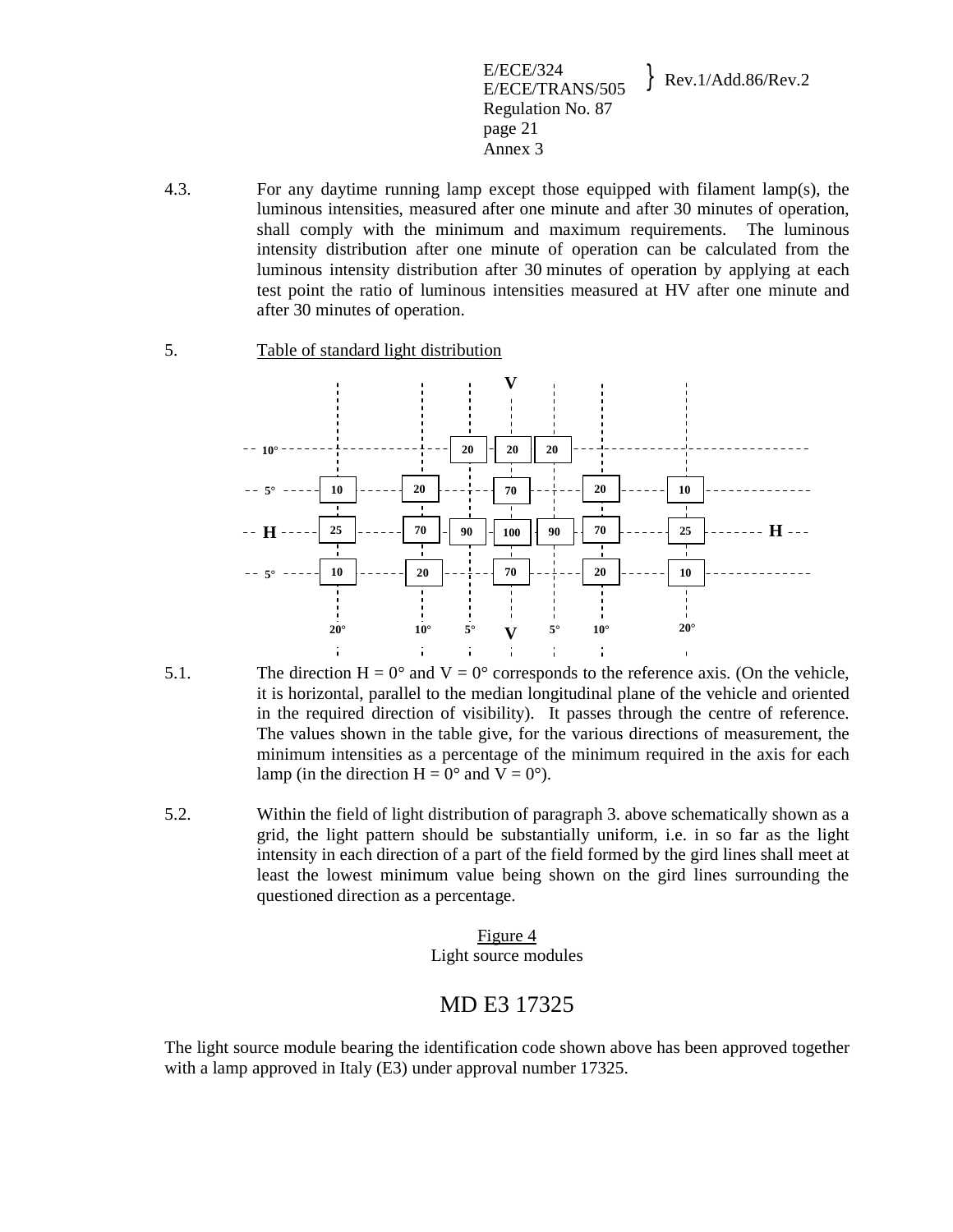4.3. For any daytime running lamp except those equipped with filament lamp(s), the luminous intensities, measured after one minute and after 30 minutes of operation, shall comply with the minimum and maximum requirements. The luminous intensity distribution after one minute of operation can be calculated from the luminous intensity distribution after 30 minutes of operation by applying at each test point the ratio of luminous intensities measured at HV after one minute and after 30 minutes of operation.

5. Table of standard light distribution

| | 20° | 10° | 5° | V | 5° | 10° | 20° |
|---|---|---|---|---|---|---|---|
| 10° | | | 20 | 20 | 20 | | |
| 5° | 10 | 20 | | 70 | | 20 | 10 |
| H | 25 | 70 | 90 | 100 | 90 | 70 | 25 |
| 5° | 10 | 20 | | 70 | | 20 | 10 |

5.1. The direction H = 0° and V = 0° corresponds to the reference axis. (On the vehicle, it is horizontal, parallel to the median longitudinal plane of the vehicle and oriented in the required direction of visibility). It passes through the centre of reference. The values shown in the table give, for the various directions of measurement, the minimum intensities as a percentage of the minimum required in the axis for each lamp (in the direction H = 0° and V = 0°).

5.2. Within the field of light distribution of paragraph 3. above schematically shown as a grid, the light pattern should be substantially uniform, i.e. in so far as the light intensity in each direction of a part of the field formed by the gird lines shall meet at least the lowest minimum value being shown on the gird lines surrounding the questioned direction as a percentage.

Figure 4
Light source modules

MD E3 17325

The light source module bearing the identification code shown above has been approved together with a lamp approved in Italy (E3) under approval number 17325.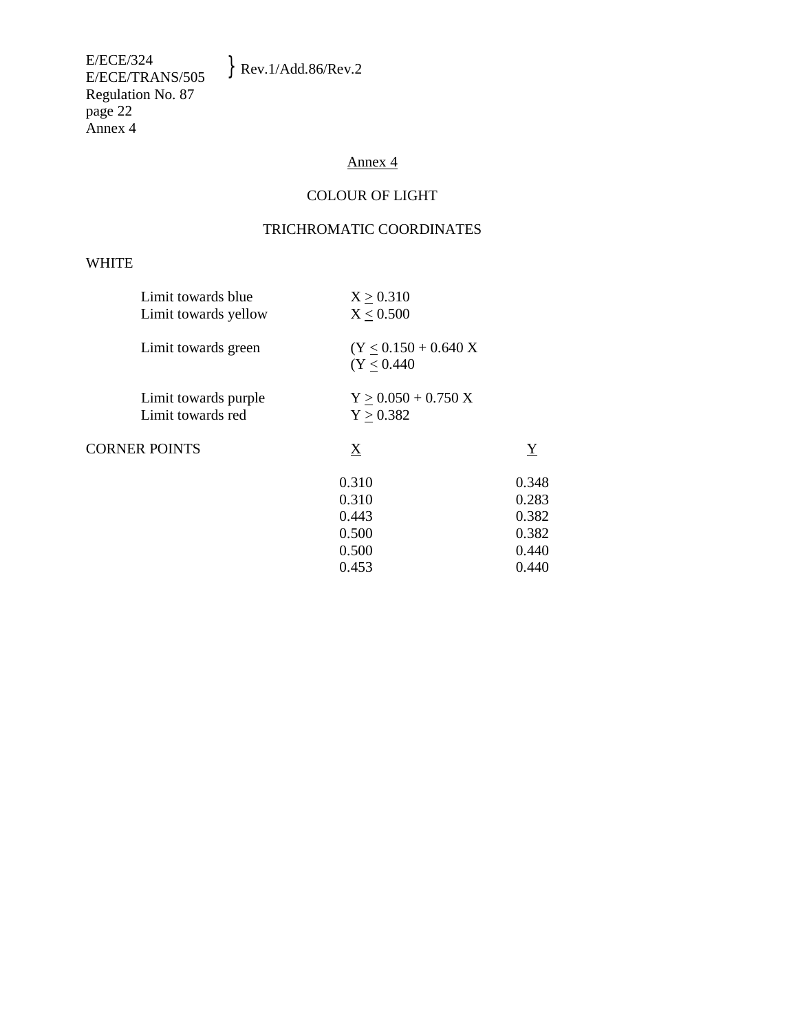# Annex 4

## COLOUR OF LIGHT

## TRICHROMATIC COORDINATES

WHITE

| | |
|---|---|
| Limit towards blue | $X \geq 0.310$ |
| Limit towards yellow | $X \leq 0.500$ |
| Limit towards green | ($Y \leq 0.150 + 0.640\,X$ |
| | ($Y \leq 0.440$ |
| Limit towards purple | $Y \geq 0.050 + 0.750\,X$ |
| Limit towards red | $Y \geq 0.382$ |

CORNER POINTS

| X | Y |
|---|---|
| 0.310 | 0.348 |
| 0.310 | 0.283 |
| 0.443 | 0.382 |
| 0.500 | 0.382 |
| 0.500 | 0.440 |
| 0.453 | 0.440 |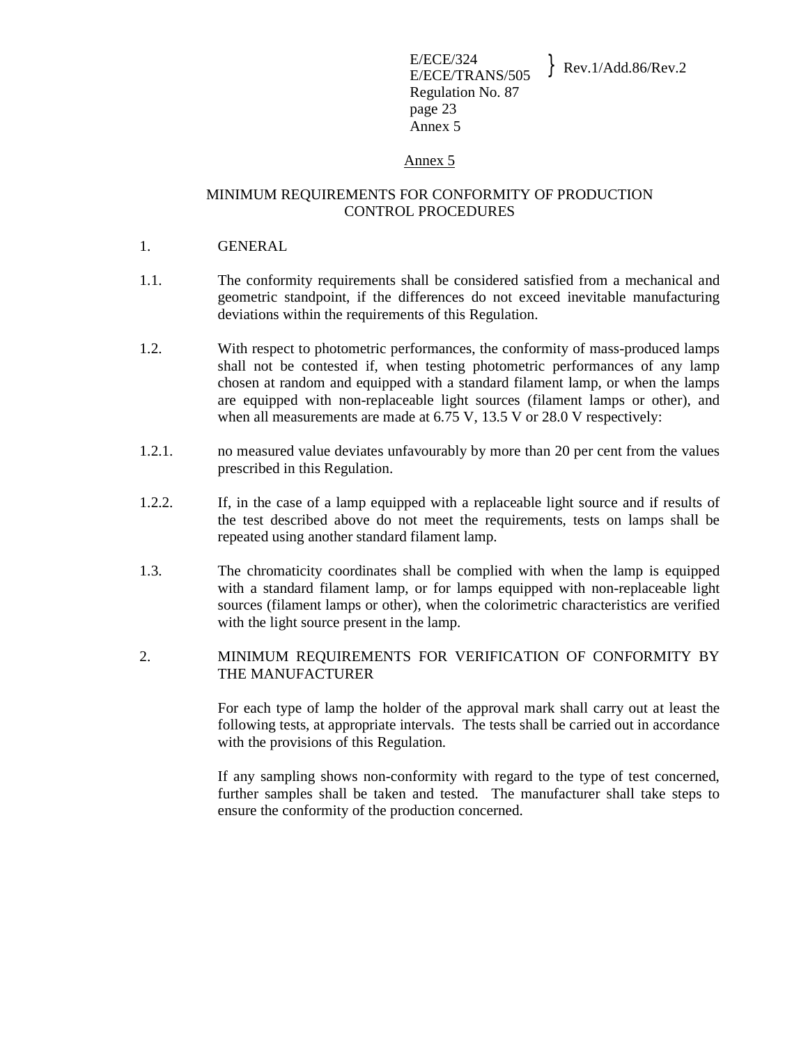# Annex 5

## MINIMUM REQUIREMENTS FOR CONFORMITY OF PRODUCTION CONTROL PROCEDURES

1. GENERAL

1.1. The conformity requirements shall be considered satisfied from a mechanical and geometric standpoint, if the differences do not exceed inevitable manufacturing deviations within the requirements of this Regulation.

1.2. With respect to photometric performances, the conformity of mass-produced lamps shall not be contested if, when testing photometric performances of any lamp chosen at random and equipped with a standard filament lamp, or when the lamps are equipped with non-replaceable light sources (filament lamps or other), and when all measurements are made at 6.75 V, 13.5 V or 28.0 V respectively:

1.2.1. no measured value deviates unfavourably by more than 20 per cent from the values prescribed in this Regulation.

1.2.2. If, in the case of a lamp equipped with a replaceable light source and if results of the test described above do not meet the requirements, tests on lamps shall be repeated using another standard filament lamp.

1.3. The chromaticity coordinates shall be complied with when the lamp is equipped with a standard filament lamp, or for lamps equipped with non-replaceable light sources (filament lamps or other), when the colorimetric characteristics are verified with the light source present in the lamp.

2. MINIMUM REQUIREMENTS FOR VERIFICATION OF CONFORMITY BY THE MANUFACTURER

For each type of lamp the holder of the approval mark shall carry out at least the following tests, at appropriate intervals. The tests shall be carried out in accordance with the provisions of this Regulation.

If any sampling shows non-conformity with regard to the type of test concerned, further samples shall be taken and tested. The manufacturer shall take steps to ensure the conformity of the production concerned.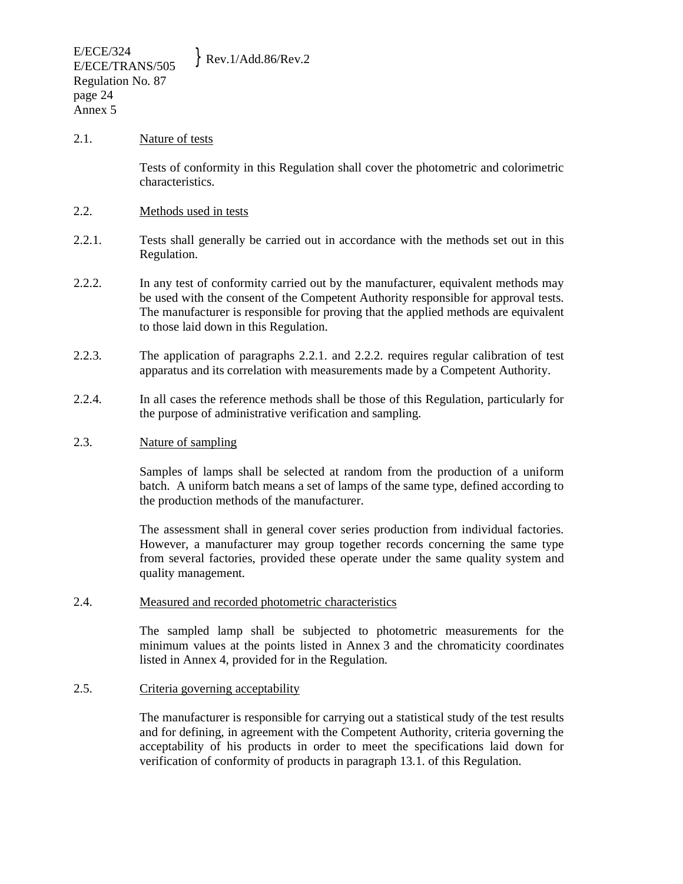2.1. Nature of tests

Tests of conformity in this Regulation shall cover the photometric and colorimetric characteristics.

2.2. Methods used in tests

2.2.1. Tests shall generally be carried out in accordance with the methods set out in this Regulation.

2.2.2. In any test of conformity carried out by the manufacturer, equivalent methods may be used with the consent of the Competent Authority responsible for approval tests. The manufacturer is responsible for proving that the applied methods are equivalent to those laid down in this Regulation.

2.2.3. The application of paragraphs 2.2.1. and 2.2.2. requires regular calibration of test apparatus and its correlation with measurements made by a Competent Authority.

2.2.4. In all cases the reference methods shall be those of this Regulation, particularly for the purpose of administrative verification and sampling.

2.3. Nature of sampling

Samples of lamps shall be selected at random from the production of a uniform batch. A uniform batch means a set of lamps of the same type, defined according to the production methods of the manufacturer.

The assessment shall in general cover series production from individual factories. However, a manufacturer may group together records concerning the same type from several factories, provided these operate under the same quality system and quality management.

2.4. Measured and recorded photometric characteristics

The sampled lamp shall be subjected to photometric measurements for the minimum values at the points listed in Annex 3 and the chromaticity coordinates listed in Annex 4, provided for in the Regulation.

2.5. Criteria governing acceptability

The manufacturer is responsible for carrying out a statistical study of the test results and for defining, in agreement with the Competent Authority, criteria governing the acceptability of his products in order to meet the specifications laid down for verification of conformity of products in paragraph 13.1. of this Regulation.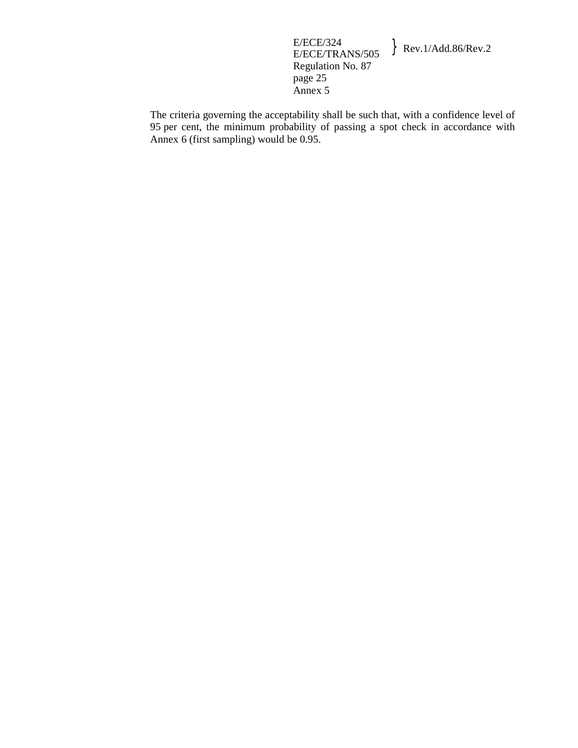The criteria governing the acceptability shall be such that, with a confidence level of 95 per cent, the minimum probability of passing a spot check in accordance with Annex 6 (first sampling) would be 0.95.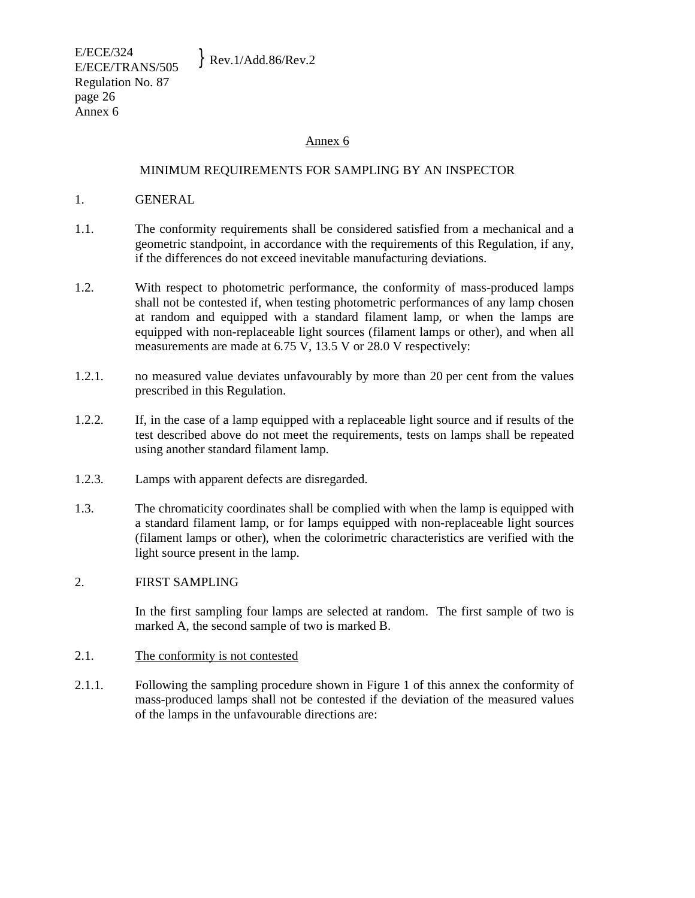## Annex 6

### MINIMUM REQUIREMENTS FOR SAMPLING BY AN INSPECTOR

1. GENERAL

1.1. The conformity requirements shall be considered satisfied from a mechanical and a geometric standpoint, in accordance with the requirements of this Regulation, if any, if the differences do not exceed inevitable manufacturing deviations.

1.2. With respect to photometric performance, the conformity of mass-produced lamps shall not be contested if, when testing photometric performances of any lamp chosen at random and equipped with a standard filament lamp, or when the lamps are equipped with non-replaceable light sources (filament lamps or other), and when all measurements are made at 6.75 V, 13.5 V or 28.0 V respectively:

1.2.1. no measured value deviates unfavourably by more than 20 per cent from the values prescribed in this Regulation.

1.2.2. If, in the case of a lamp equipped with a replaceable light source and if results of the test described above do not meet the requirements, tests on lamps shall be repeated using another standard filament lamp.

1.2.3. Lamps with apparent defects are disregarded.

1.3. The chromaticity coordinates shall be complied with when the lamp is equipped with a standard filament lamp, or for lamps equipped with non-replaceable light sources (filament lamps or other), when the colorimetric characteristics are verified with the light source present in the lamp.

2. FIRST SAMPLING

In the first sampling four lamps are selected at random. The first sample of two is marked A, the second sample of two is marked B.

2.1. <u>The conformity is not contested</u>

2.1.1. Following the sampling procedure shown in Figure 1 of this annex the conformity of mass-produced lamps shall not be contested if the deviation of the measured values of the lamps in the unfavourable directions are: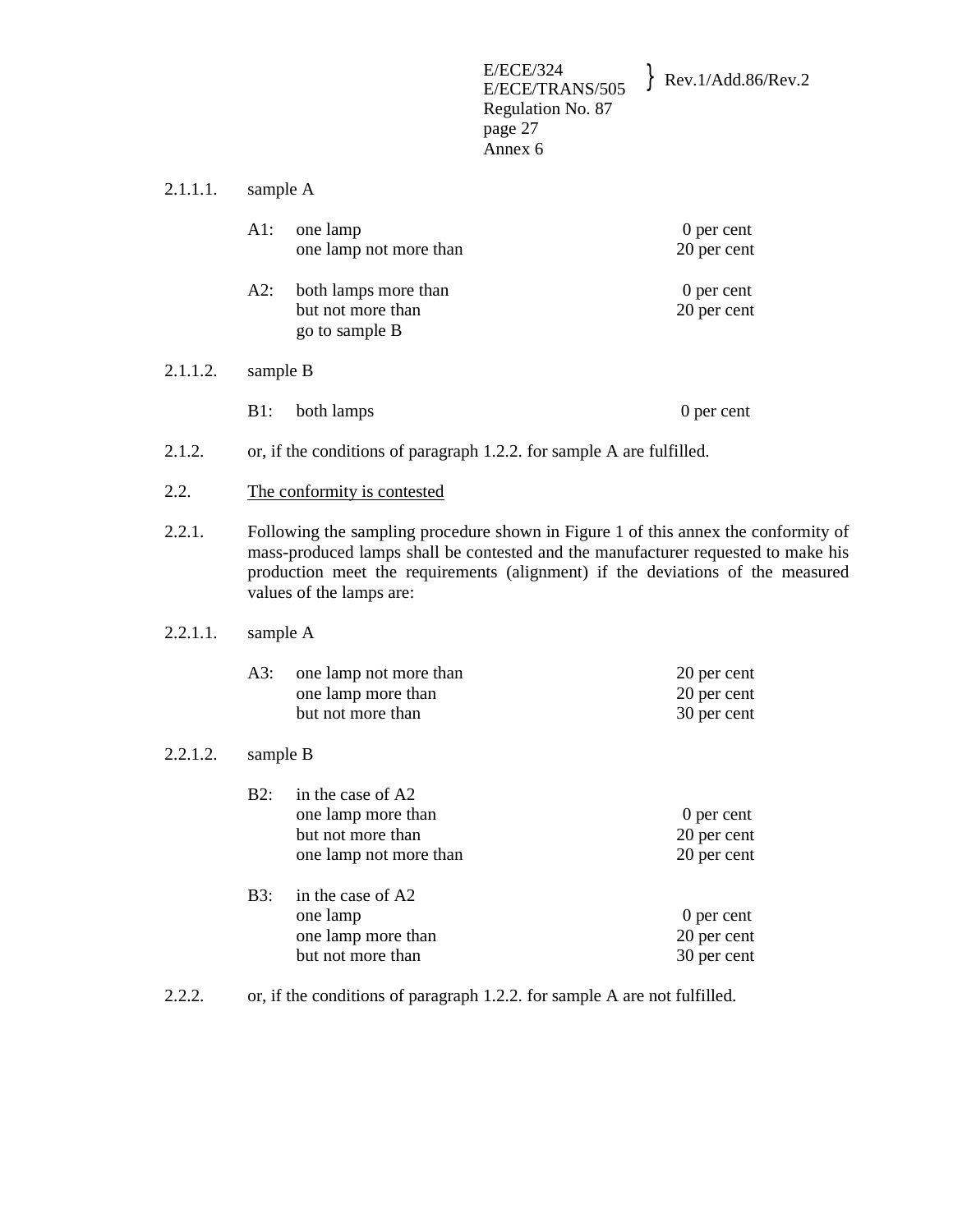2.1.1.1. sample A

| | | |
|---|---|---|
| A1: | one lamp | 0 per cent |
| | one lamp not more than | 20 per cent |
| A2: | both lamps more than | 0 per cent |
| | but not more than | 20 per cent |
| | go to sample B | |

2.1.1.2. sample B

| | | |
|---|---|---|
| B1: | both lamps | 0 per cent |

2.1.2. or, if the conditions of paragraph 1.2.2. for sample A are fulfilled.

2.2. <u>The conformity is contested</u>

2.2.1. Following the sampling procedure shown in Figure 1 of this annex the conformity of mass-produced lamps shall be contested and the manufacturer requested to make his production meet the requirements (alignment) if the deviations of the measured values of the lamps are:

2.2.1.1. sample A

| | | |
|---|---|---|
| A3: | one lamp not more than | 20 per cent |
| | one lamp more than | 20 per cent |
| | but not more than | 30 per cent |

2.2.1.2. sample B

| | | |
|---|---|---|
| B2: | in the case of A2 | |
| | one lamp more than | 0 per cent |
| | but not more than | 20 per cent |
| | one lamp not more than | 20 per cent |
| B3: | in the case of A2 | |
| | one lamp | 0 per cent |
| | one lamp more than | 20 per cent |
| | but not more than | 30 per cent |

2.2.2. or, if the conditions of paragraph 1.2.2. for sample A are not fulfilled.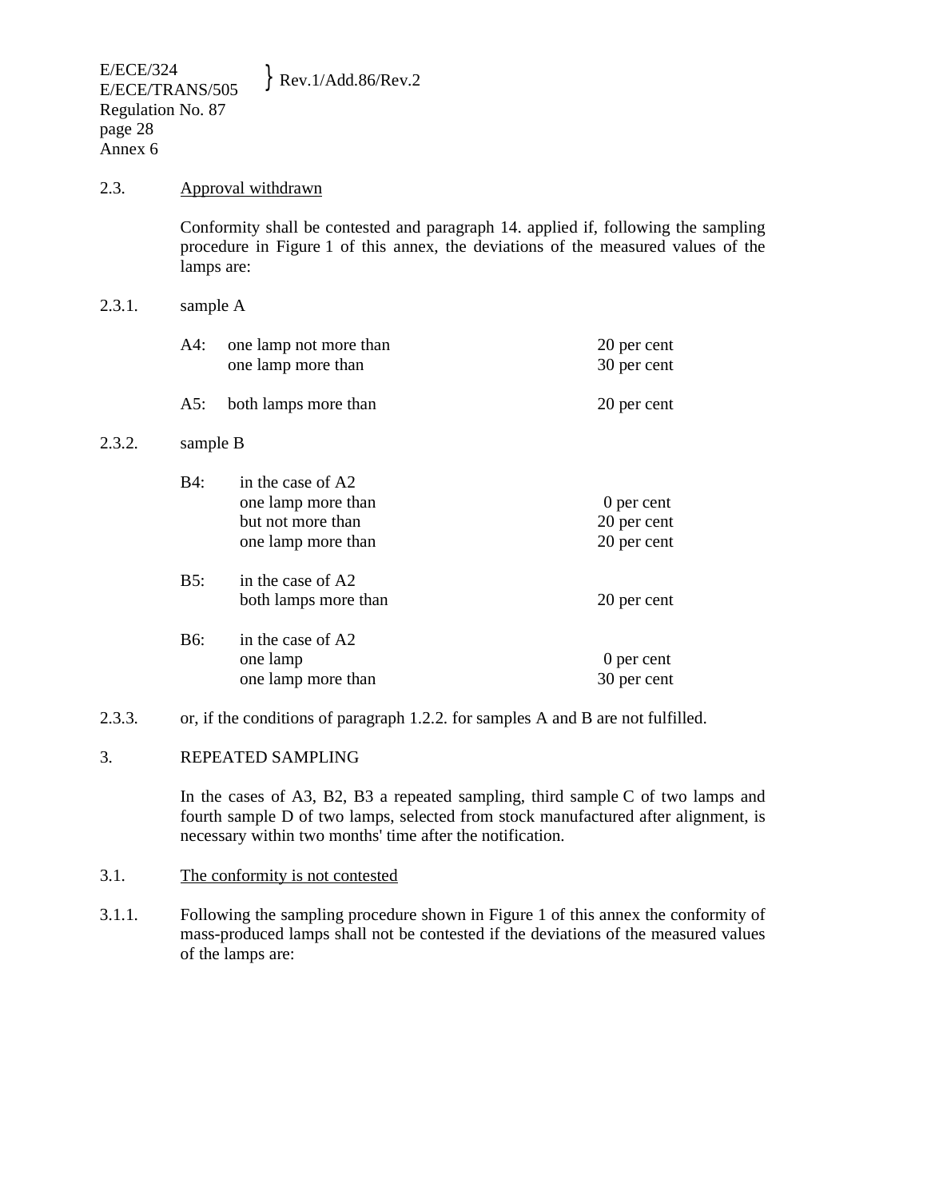2.3. Approval withdrawn

Conformity shall be contested and paragraph 14. applied if, following the sampling procedure in Figure 1 of this annex, the deviations of the measured values of the lamps are:

2.3.1. sample A

| | | |
|---|---|---|
| A4: | one lamp not more than | 20 per cent |
| | one lamp more than | 30 per cent |
| A5: | both lamps more than | 20 per cent |

2.3.2. sample B

| | | |
|---|---|---|
| B4: | in the case of A2 | |
| | one lamp more than | 0 per cent |
| | but not more than | 20 per cent |
| | one lamp more than | 20 per cent |
| B5: | in the case of A2 | |
| | both lamps more than | 20 per cent |
| B6: | in the case of A2 | |
| | one lamp | 0 per cent |
| | one lamp more than | 30 per cent |

2.3.3. or, if the conditions of paragraph 1.2.2. for samples A and B are not fulfilled.

3. REPEATED SAMPLING

In the cases of A3, B2, B3 a repeated sampling, third sample C of two lamps and fourth sample D of two lamps, selected from stock manufactured after alignment, is necessary within two months' time after the notification.

3.1. The conformity is not contested

3.1.1. Following the sampling procedure shown in Figure 1 of this annex the conformity of mass-produced lamps shall not be contested if the deviations of the measured values of the lamps are: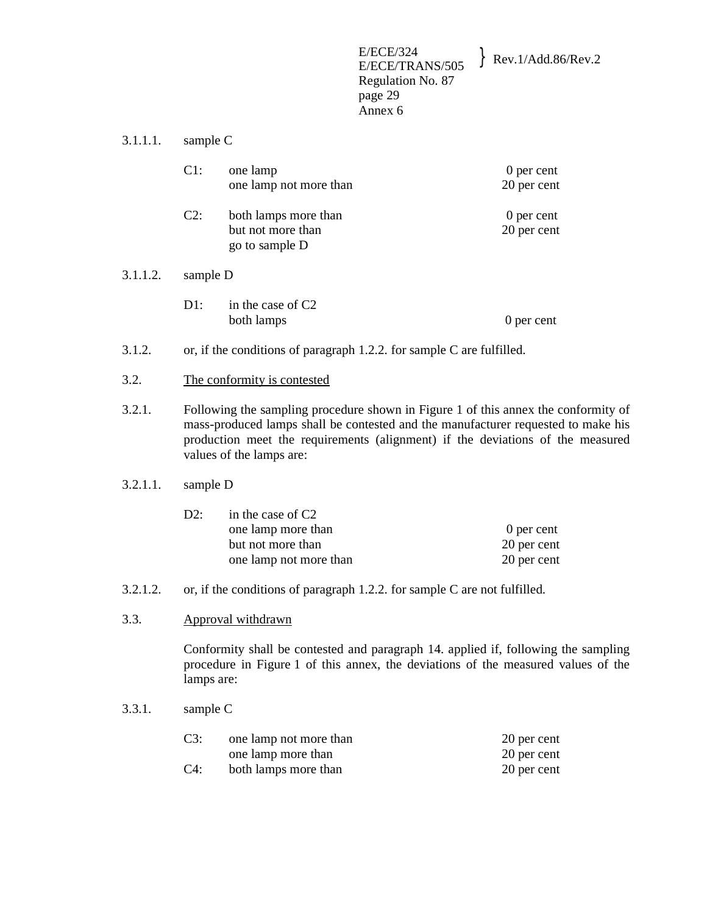3.1.1.1. sample C

| | | |
|---|---|---|
| C1: | one lamp | 0 per cent |
| | one lamp not more than | 20 per cent |
| C2: | both lamps more than | 0 per cent |
| | but not more than | 20 per cent |
| | go to sample D | |

3.1.1.2. sample D

| | | |
|---|---|---|
| D1: | in the case of C2 | |
| | both lamps | 0 per cent |

3.1.2. or, if the conditions of paragraph 1.2.2. for sample C are fulfilled.

3.2. <u>The conformity is contested</u>

3.2.1. Following the sampling procedure shown in Figure 1 of this annex the conformity of mass-produced lamps shall be contested and the manufacturer requested to make his production meet the requirements (alignment) if the deviations of the measured values of the lamps are:

3.2.1.1. sample D

| | | |
|---|---|---|
| D2: | in the case of C2 | |
| | one lamp more than | 0 per cent |
| | but not more than | 20 per cent |
| | one lamp not more than | 20 per cent |

3.2.1.2. or, if the conditions of paragraph 1.2.2. for sample C are not fulfilled.

3.3. <u>Approval withdrawn</u>

Conformity shall be contested and paragraph 14. applied if, following the sampling procedure in Figure 1 of this annex, the deviations of the measured values of the lamps are:

3.3.1. sample C

| | | |
|---|---|---|
| C3: | one lamp not more than | 20 per cent |
| | one lamp more than | 20 per cent |
| C4: | both lamps more than | 20 per cent |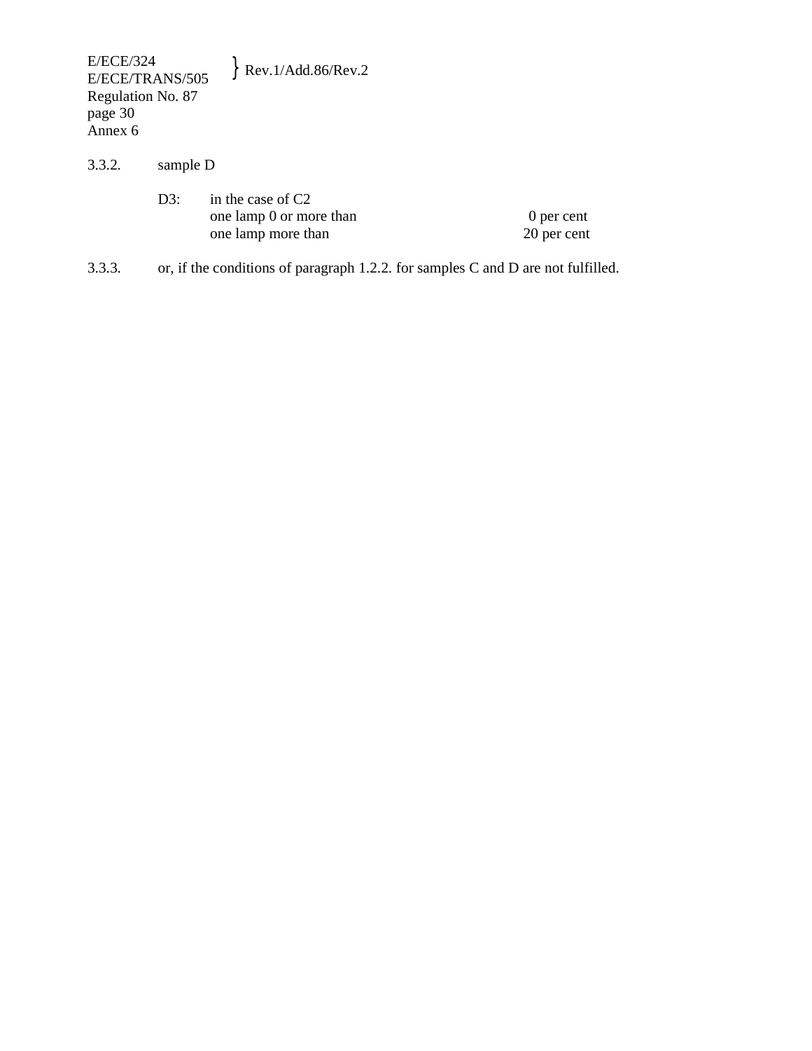3.3.2. sample D

| | | |
|---|---|---|
| D3: | in the case of C2 | |
| | one lamp 0 or more than | 0 per cent |
| | one lamp more than | 20 per cent |

3.3.3. or, if the conditions of paragraph 1.2.2. for samples C and D are not fulfilled.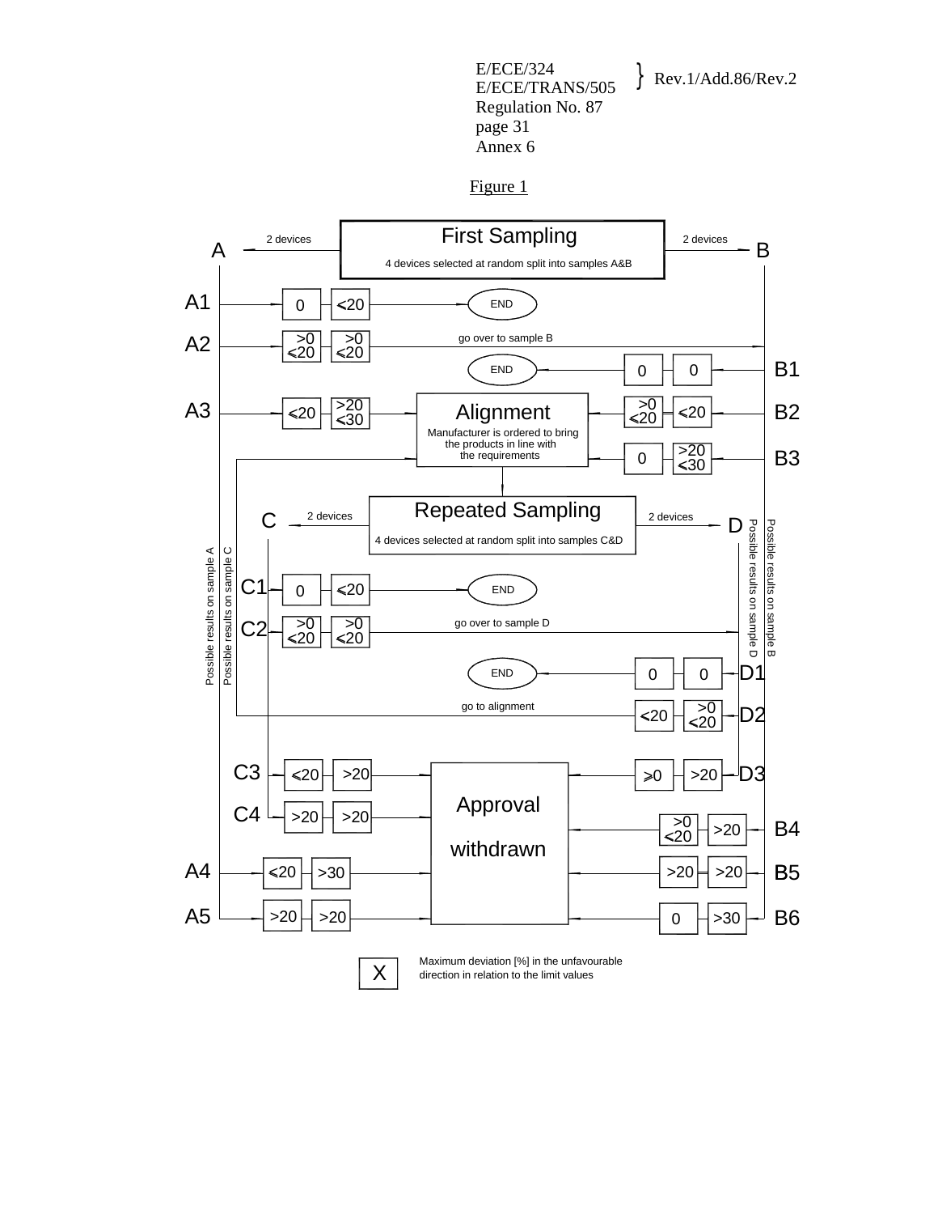Figure 1

First Sampling

4 devices selected at random split into samples A&B

2 devices → A; 2 devices → B

Possible results on sample A:

- A1: 0 | ≤20 → END
- A2: >0 ≤20 | >0 ≤20 → go over to sample B
- A3: ≤20 | >20 ≤30 → Alignment
- A4: ≤20 | >30 → Approval withdrawn
- A5: >20 | >20 → Approval withdrawn

Possible results on sample B:

- B1: 0 | 0 → END
- B2: >0 ≤20 | ≤20 → Alignment
- B3: 0 | >20 ≤30 → Alignment
- B4: >0 ≤20 | >20 → Approval withdrawn
- B5: >20 | >20 → Approval withdrawn
- B6: 0 | >30 → Approval withdrawn

Alignment

Manufacturer is ordered to bring the products in line with the requirements

Repeated Sampling

4 devices selected at random split into samples C&D

2 devices → C; 2 devices → D

Possible results on sample C:

- C1: 0 | ≤20 → END
- C2: >0 ≤20 | >0 ≤20 → go over to sample D
- C3: ≤20 | >20 → Approval withdrawn
- C4: >20 | >20 → Approval withdrawn

Possible results on sample D:

- D1: 0 | 0 → END
- D2: ≤20 | >0 ≤20 → go to alignment
- D3: ≥0 | >20 → Approval withdrawn

X = Maximum deviation [%] in the unfavourable direction in relation to the limit values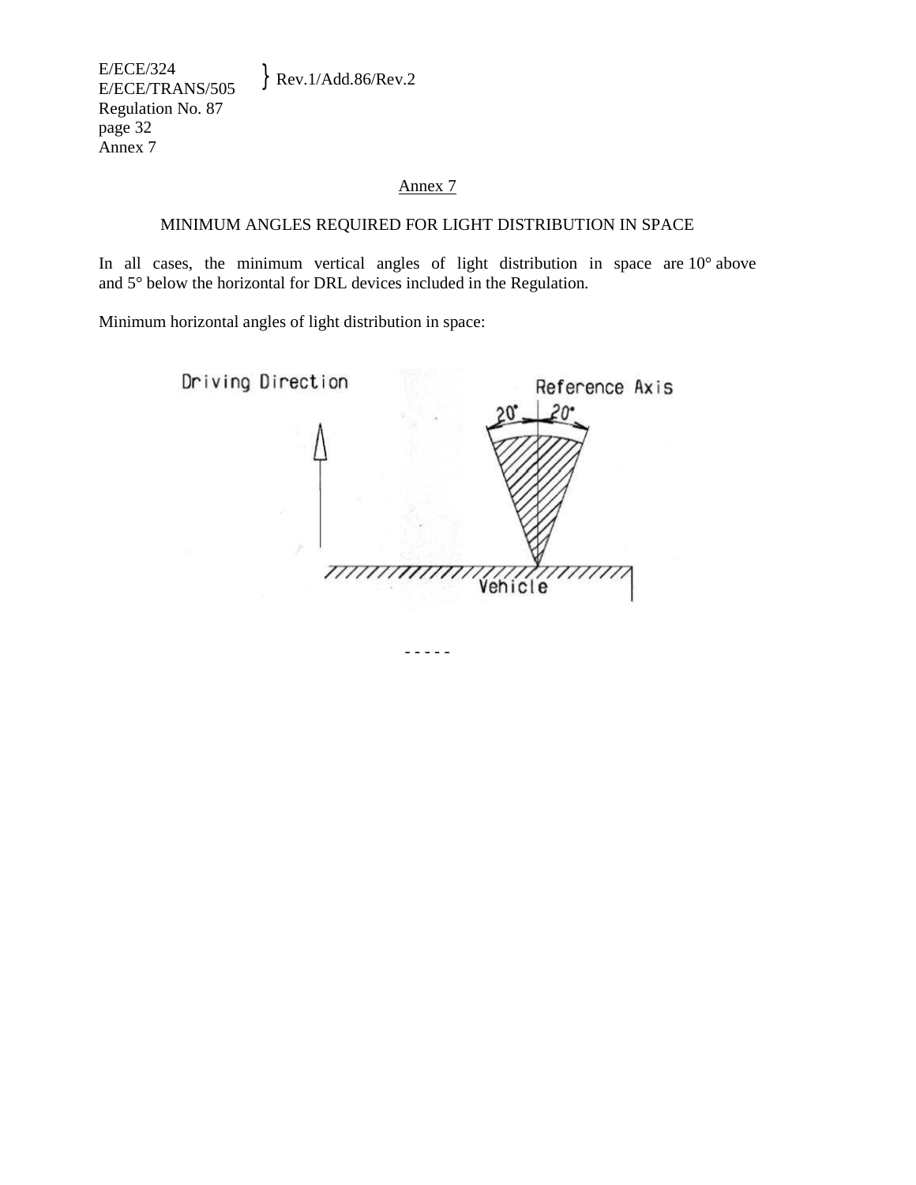## Annex 7

### MINIMUM ANGLES REQUIRED FOR LIGHT DISTRIBUTION IN SPACE

In all cases, the minimum vertical angles of light distribution in space are 10° above and 5° below the horizontal for DRL devices included in the Regulation.

Minimum horizontal angles of light distribution in space:

Driving Direction

Reference Axis

20°

20°

Vehicle

- - - - -